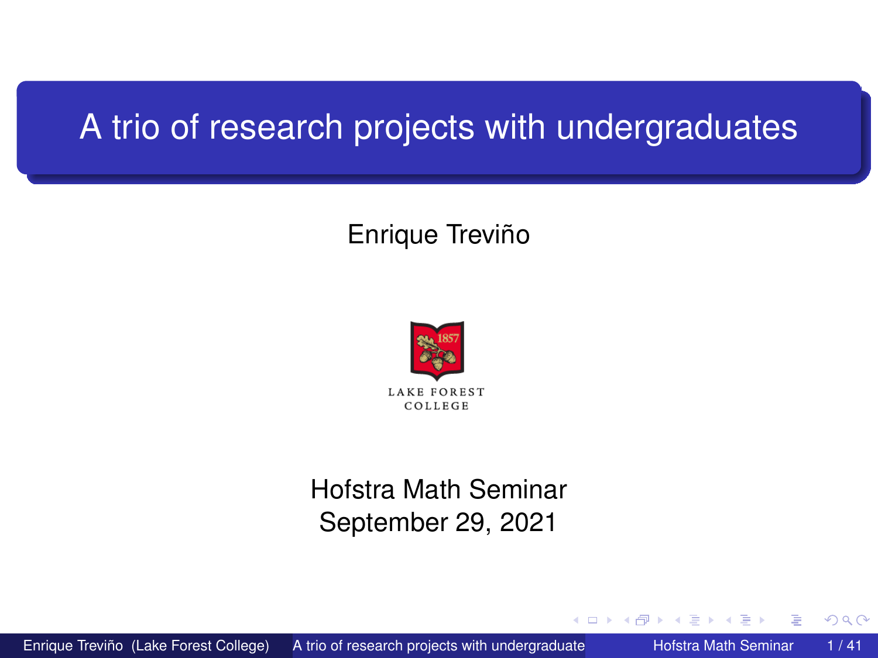# A trio of research projects with undergraduates

Enrique Treviño

LAKE FOREST COLLEGE

Hofstra Math Seminar
September 29, 2021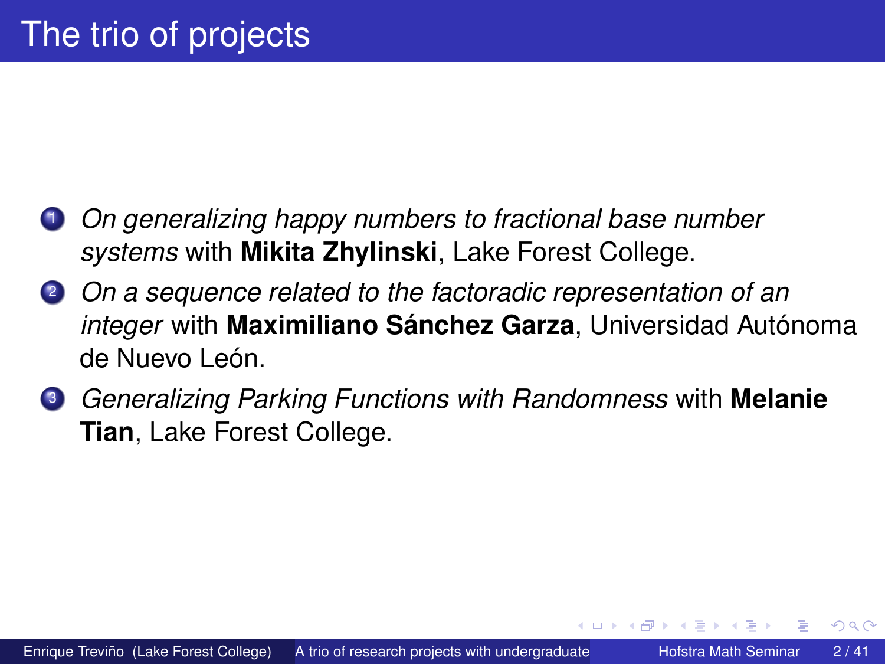# The trio of projects

1. *On generalizing happy numbers to fractional base number systems* with **Mikita Zhylinski**, Lake Forest College.
2. *On a sequence related to the factoradic representation of an integer* with **Maximiliano Sánchez Garza**, Universidad Autónoma de Nuevo León.
3. *Generalizing Parking Functions with Randomness* with **Melanie Tian**, Lake Forest College.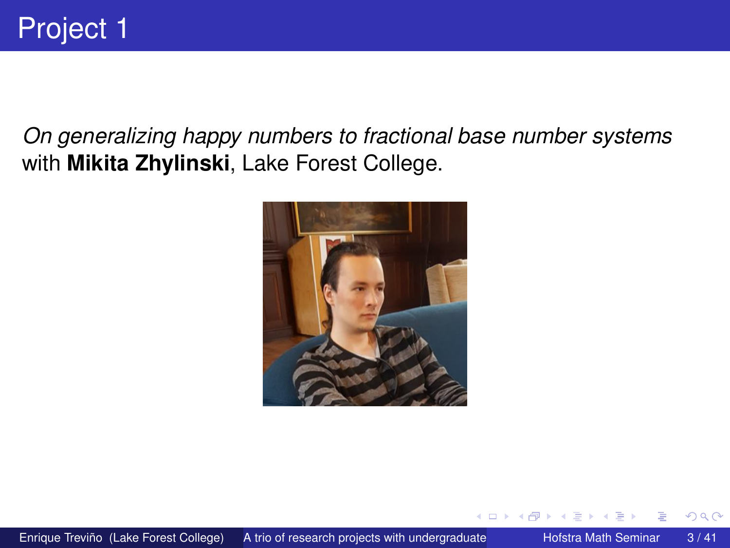# Project 1

*On generalizing happy numbers to fractional base number systems* with **Mikita Zhylinski**, Lake Forest College.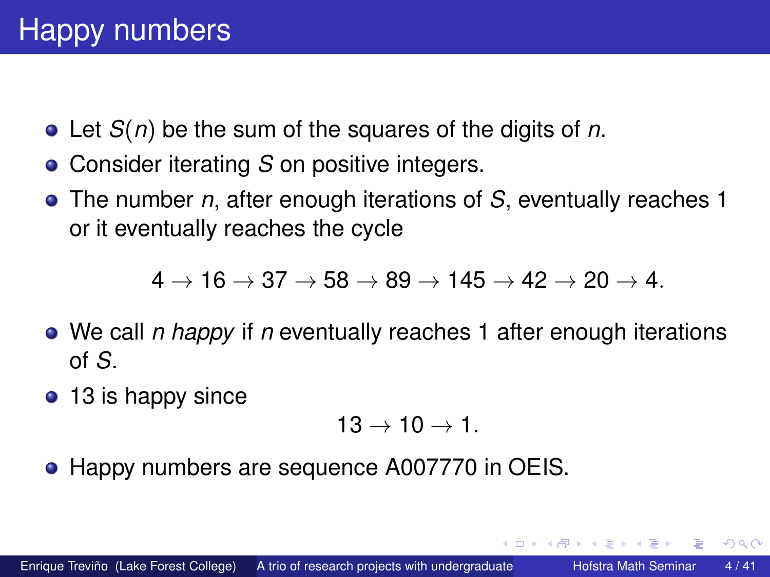# Happy numbers

- Let $S(n)$ be the sum of the squares of the digits of $n$.
- Consider iterating $S$ on positive integers.
- The number $n$, after enough iterations of $S$, eventually reaches 1 or it eventually reaches the cycle

$$4 \to 16 \to 37 \to 58 \to 89 \to 145 \to 42 \to 20 \to 4.$$

- We call $n$ *happy* if $n$ eventually reaches 1 after enough iterations of $S$.
- 13 is happy since

$$13 \to 10 \to 1.$$

- Happy numbers are sequence A007770 in OEIS.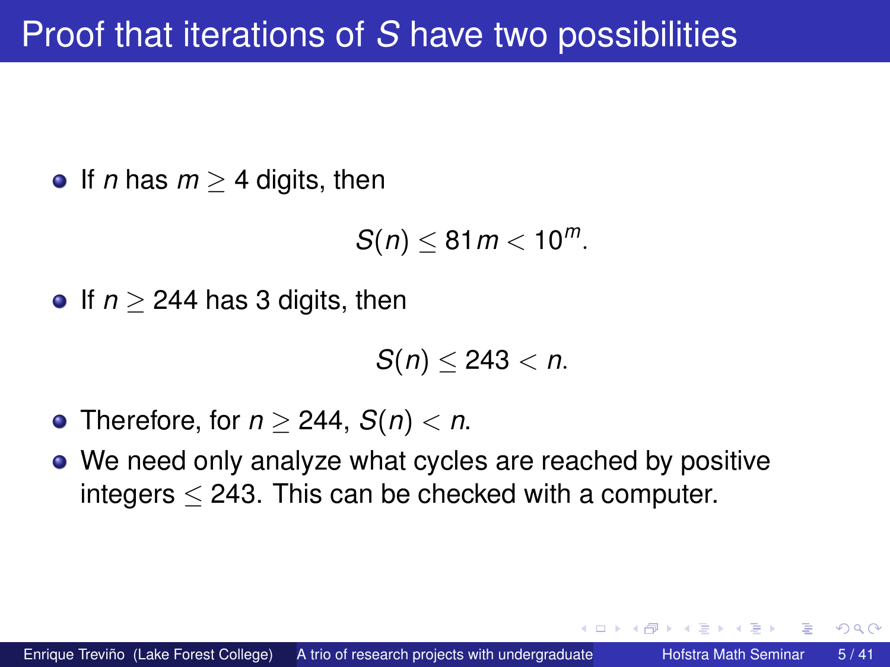# Proof that iterations of $S$ have two possibilities

- If $n$ has $m \geq 4$ digits, then

$$S(n) \leq 81m < 10^m.$$

- If $n \geq 244$ has 3 digits, then

$$S(n) \leq 243 < n.$$

- Therefore, for $n \geq 244$, $S(n) < n$.
- We need only analyze what cycles are reached by positive integers $\leq 243$. This can be checked with a computer.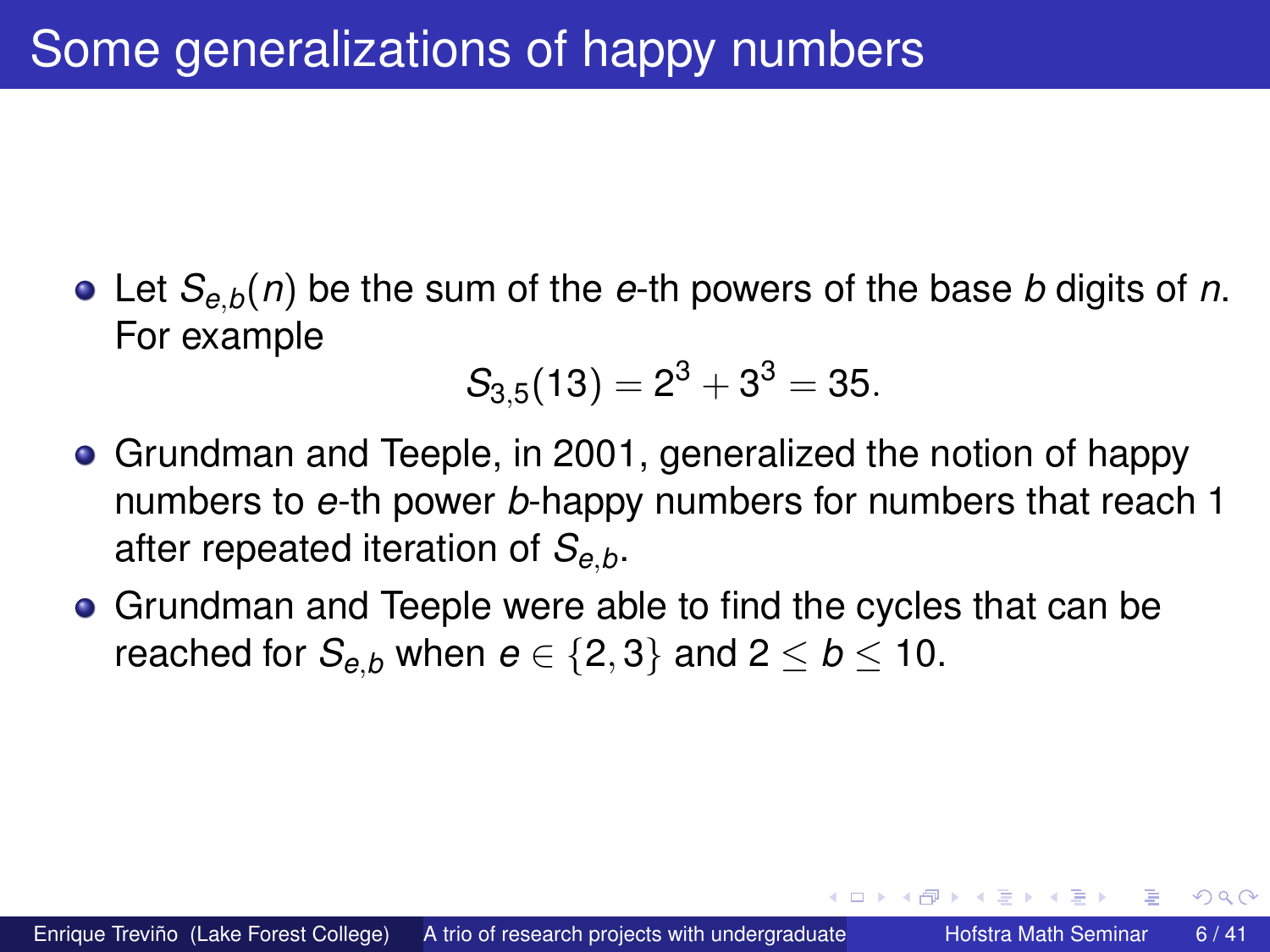# Some generalizations of happy numbers

- Let $S_{e,b}(n)$ be the sum of the $e$-th powers of the base $b$ digits of $n$. For example
$$S_{3,5}(13) = 2^3 + 3^3 = 35.$$
- Grundman and Teeple, in 2001, generalized the notion of happy numbers to $e$-th power $b$-happy numbers for numbers that reach 1 after repeated iteration of $S_{e,b}$.
- Grundman and Teeple were able to find the cycles that can be reached for $S_{e,b}$ when $e \in \{2,3\}$ and $2 \leq b \leq 10$.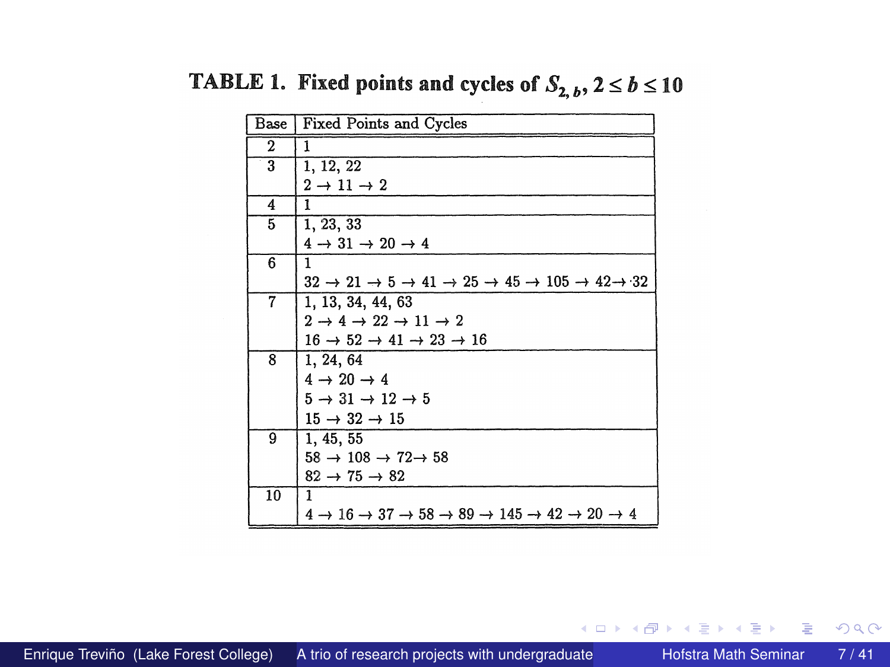**TABLE 1. Fixed points and cycles of $S_{2,b}$, $2 \le b \le 10$**

| Base | Fixed Points and Cycles |
|---|---|
| 2 | 1 |
| 3 | 1, 12, 22 <br> $2 \to 11 \to 2$ |
| 4 | 1 |
| 5 | 1, 23, 33 <br> $4 \to 31 \to 20 \to 4$ |
| 6 | 1 <br> $32 \to 21 \to 5 \to 41 \to 25 \to 45 \to 105 \to 42 \to 32$ |
| 7 | 1, 13, 34, 44, 63 <br> $2 \to 4 \to 22 \to 11 \to 2$ <br> $16 \to 52 \to 41 \to 23 \to 16$ |
| 8 | 1, 24, 64 <br> $4 \to 20 \to 4$ <br> $5 \to 31 \to 12 \to 5$ <br> $15 \to 32 \to 15$ |
| 9 | 1, 45, 55 <br> $58 \to 108 \to 72 \to 58$ <br> $82 \to 75 \to 82$ |
| 10 | 1 <br> $4 \to 16 \to 37 \to 58 \to 89 \to 145 \to 42 \to 20 \to 4$ |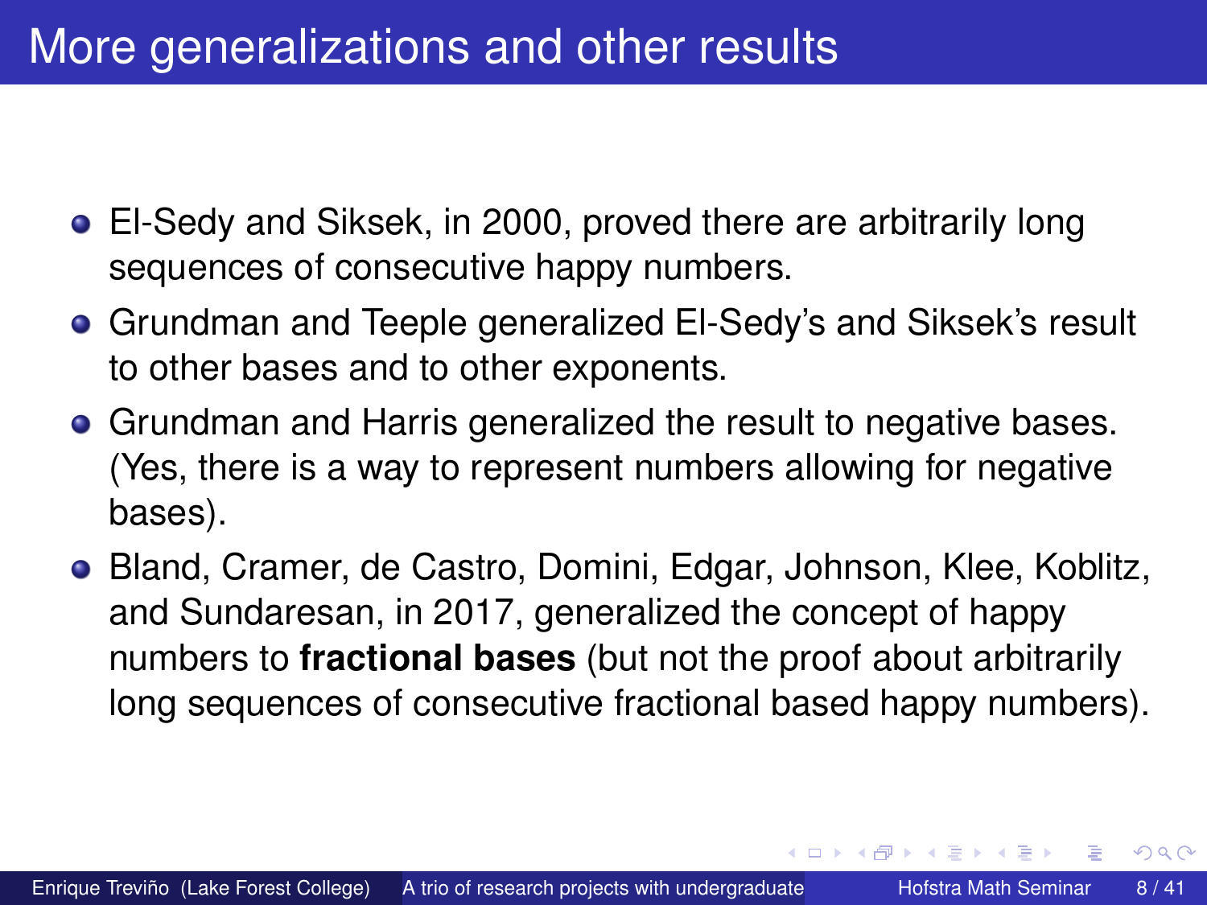# More generalizations and other results

- El-Sedy and Siksek, in 2000, proved there are arbitrarily long sequences of consecutive happy numbers.
- Grundman and Teeple generalized El-Sedy's and Siksek's result to other bases and to other exponents.
- Grundman and Harris generalized the result to negative bases. (Yes, there is a way to represent numbers allowing for negative bases).
- Bland, Cramer, de Castro, Domini, Edgar, Johnson, Klee, Koblitz, and Sundaresan, in 2017, generalized the concept of happy numbers to **fractional bases** (but not the proof about arbitrarily long sequences of consecutive fractional based happy numbers).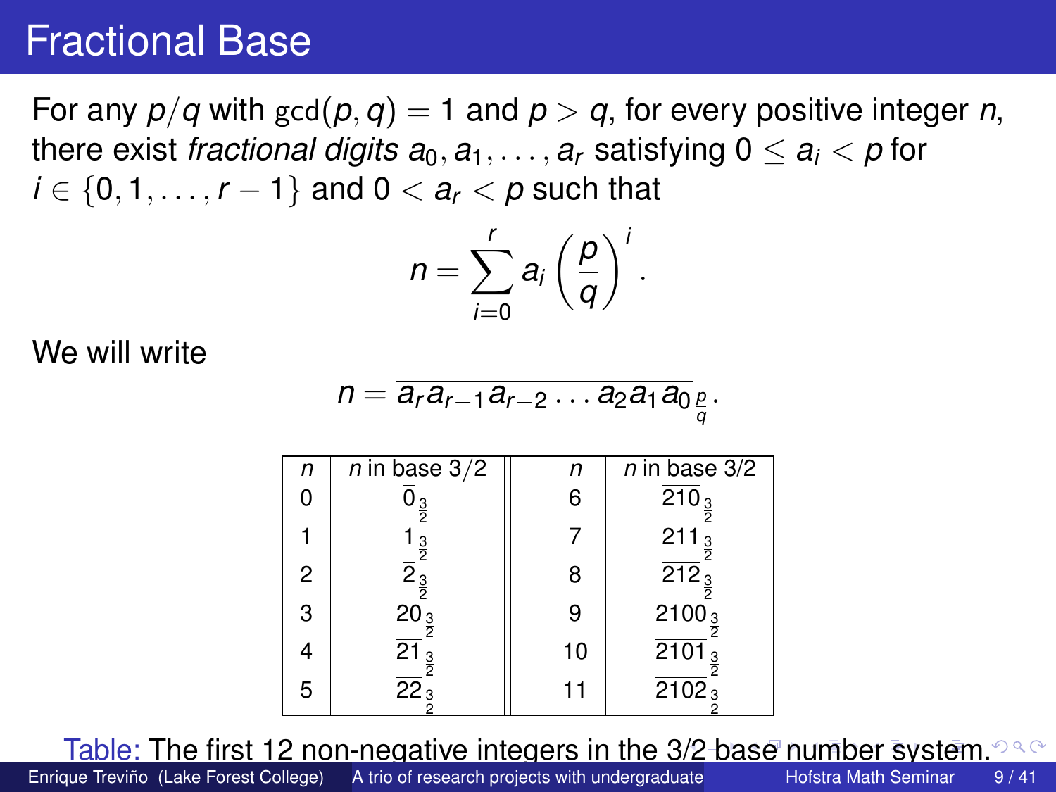# Fractional Base

For any $p/q$ with $\gcd(p, q) = 1$ and $p > q$, for every positive integer $n$, there exist *fractional digits* $a_0, a_1, \ldots, a_r$ satisfying $0 \le a_i < p$ for $i \in \{0, 1, \ldots, r-1\}$ and $0 < a_r < p$ such that

$$n = \sum_{i=0}^{r} a_i \left(\frac{p}{q}\right)^i.$$

We will write

$$n = \overline{a_r a_{r-1} a_{r-2} \ldots a_2 a_1 a_0}_{\frac{p}{q}}.$$

| $n$ | $n$ in base $3/2$ | $n$ | $n$ in base $3/2$ |
|---|---|---|---|
| 0 | $\overline{0}_{\frac{3}{2}}$ | 6 | $\overline{210}_{\frac{3}{2}}$ |
| 1 | $\overline{1}_{\frac{3}{2}}$ | 7 | $\overline{211}_{\frac{3}{2}}$ |
| 2 | $\overline{2}_{\frac{3}{2}}$ | 8 | $\overline{212}_{\frac{3}{2}}$ |
| 3 | $\overline{20}_{\frac{3}{2}}$ | 9 | $\overline{2100}_{\frac{3}{2}}$ |
| 4 | $\overline{21}_{\frac{3}{2}}$ | 10 | $\overline{2101}_{\frac{3}{2}}$ |
| 5 | $\overline{22}_{\frac{3}{2}}$ | 11 | $\overline{2102}_{\frac{3}{2}}$ |

Table: The first 12 non-negative integers in the 3/2 base number system.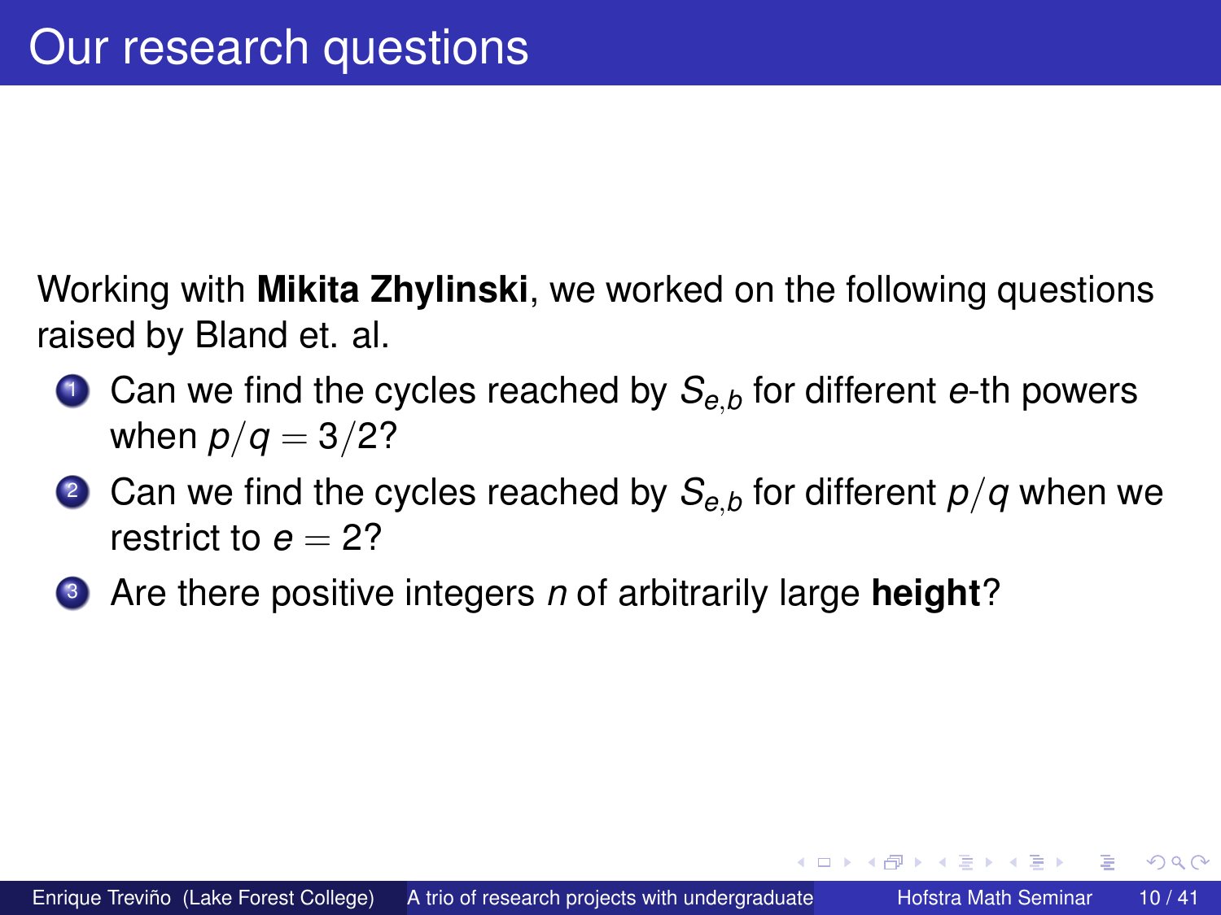# Our research questions

Working with **Mikita Zhylinski**, we worked on the following questions raised by Bland et. al.

1. Can we find the cycles reached by $S_{e,b}$ for different $e$-th powers when $p/q = 3/2$?
2. Can we find the cycles reached by $S_{e,b}$ for different $p/q$ when we restrict to $e = 2$?
3. Are there positive integers $n$ of arbitrarily large **height**?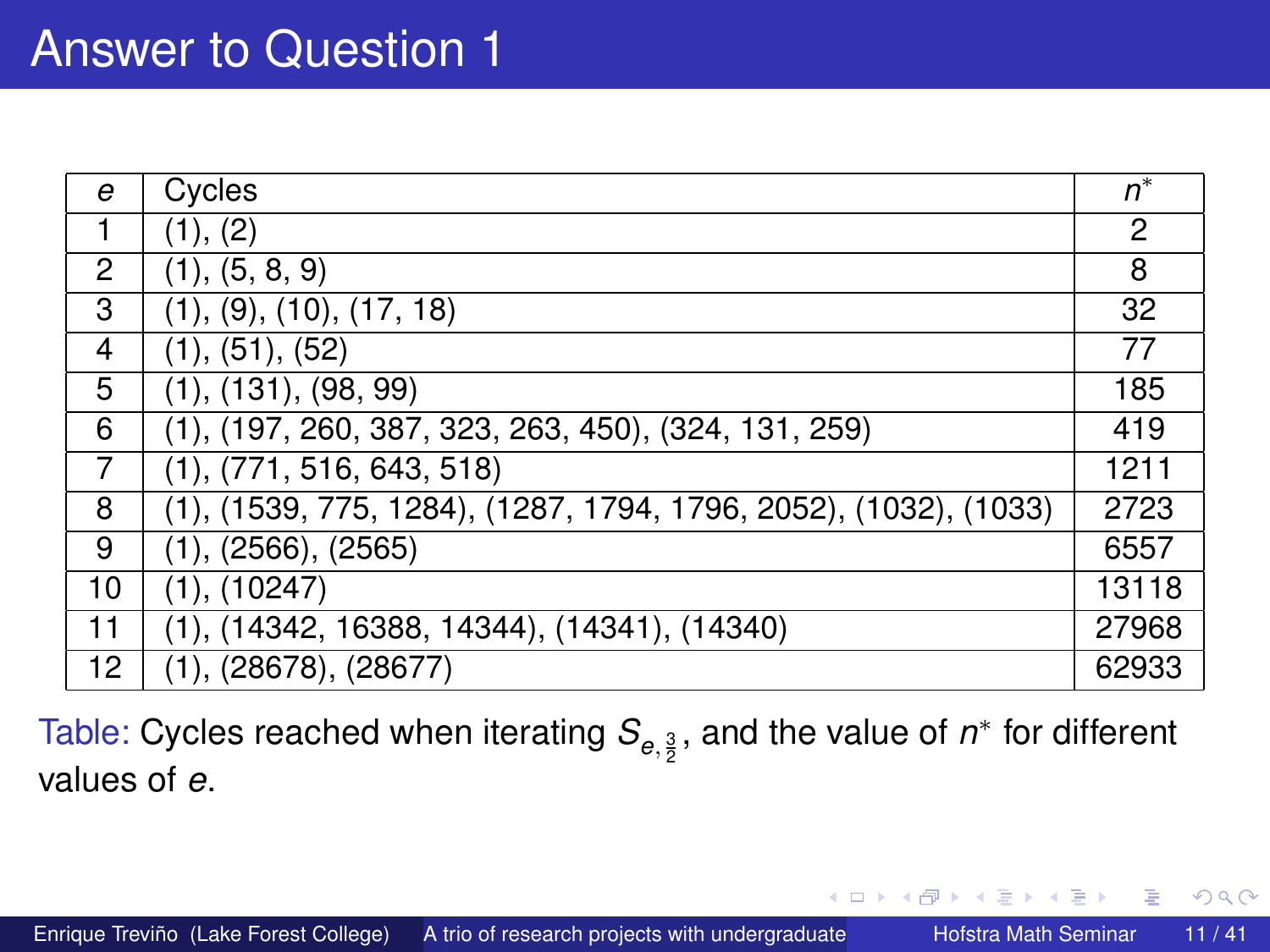# Answer to Question 1

| $e$ | Cycles | $n^*$ |
|---|---|---|
| 1 | (1), (2) | 2 |
| 2 | (1), (5, 8, 9) | 8 |
| 3 | (1), (9), (10), (17, 18) | 32 |
| 4 | (1), (51), (52) | 77 |
| 5 | (1), (131), (98, 99) | 185 |
| 6 | (1), (197, 260, 387, 323, 263, 450), (324, 131, 259) | 419 |
| 7 | (1), (771, 516, 643, 518) | 1211 |
| 8 | (1), (1539, 775, 1284), (1287, 1794, 1796, 2052), (1032), (1033) | 2723 |
| 9 | (1), (2566), (2565) | 6557 |
| 10 | (1), (10247) | 13118 |
| 11 | (1), (14342, 16388, 14344), (14341), (14340) | 27968 |
| 12 | (1), (28678), (28677) | 62933 |

Table: Cycles reached when iterating $S_{e,\frac{3}{2}}$, and the value of $n^*$ for different values of $e$.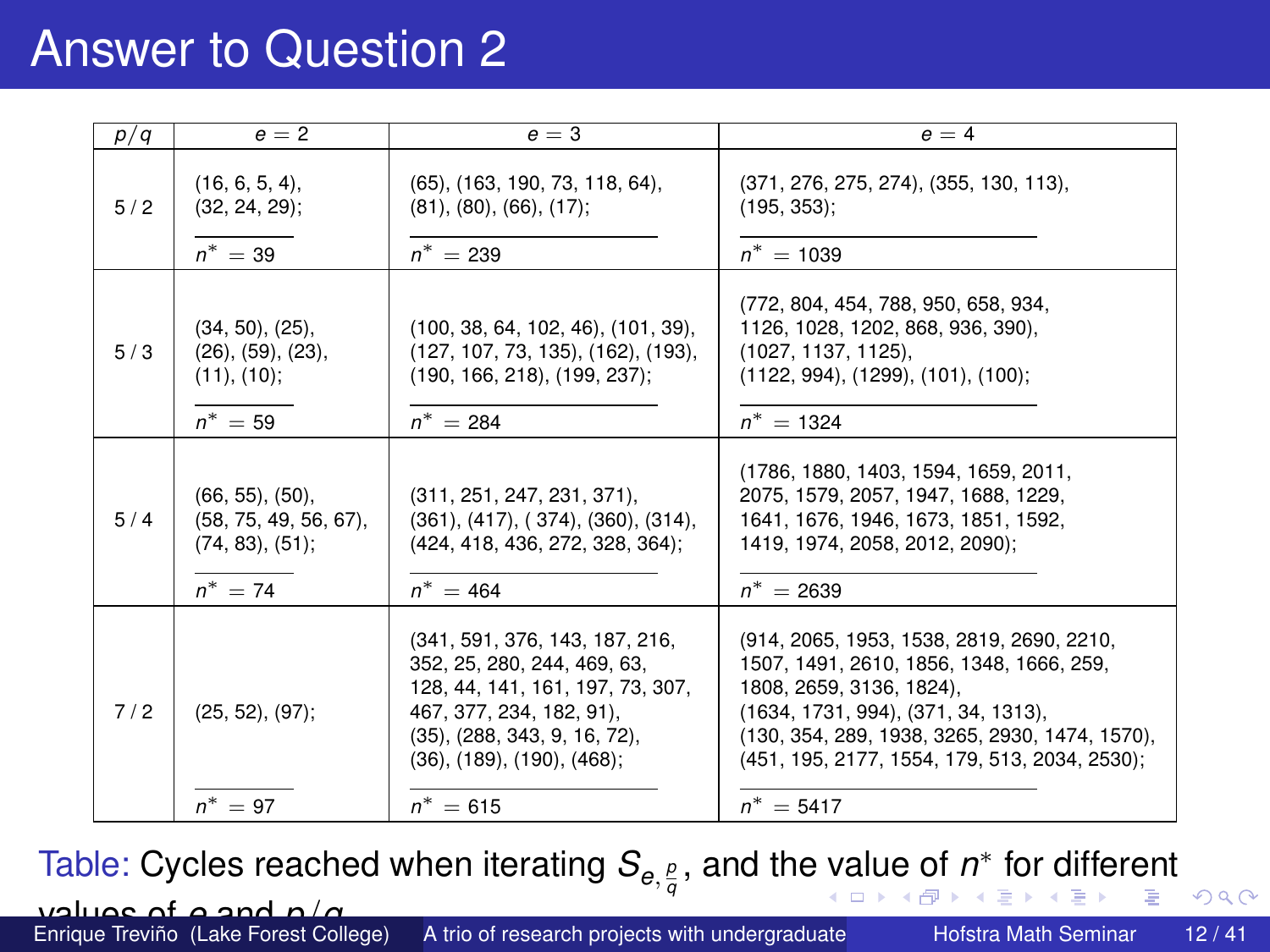# Answer to Question 2

| $p/q$ | $e = 2$ | $e = 3$ | $e = 4$ |
|---|---|---|---|
| 5 / 2 | (16, 6, 5, 4), (32, 24, 29); <br> $n^* = 39$ | (65), (163, 190, 73, 118, 64), (81), (80), (66), (17); <br> $n^* = 239$ | (371, 276, 275, 274), (355, 130, 113), (195, 353); <br> $n^* = 1039$ |
| 5 / 3 | (34, 50), (25), (26), (59), (23), (11), (10); <br> $n^* = 59$ | (100, 38, 64, 102, 46), (101, 39), (127, 107, 73, 135), (162), (193), (190, 166, 218), (199, 237); <br> $n^* = 284$ | (772, 804, 454, 788, 950, 658, 934, 1126, 1028, 1202, 868, 936, 390), (1027, 1137, 1125), (1122, 994), (1299), (101), (100); <br> $n^* = 1324$ |
| 5 / 4 | (66, 55), (50), (58, 75, 49, 56, 67), (74, 83), (51); <br> $n^* = 74$ | (311, 251, 247, 231, 371), (361), (417), ( 374), (360), (314), (424, 418, 436, 272, 328, 364); <br> $n^* = 464$ | (1786, 1880, 1403, 1594, 1659, 2011, 2075, 1579, 2057, 1947, 1688, 1229, 1641, 1676, 1946, 1673, 1851, 1592, 1419, 1974, 2058, 2012, 2090); <br> $n^* = 2639$ |
| 7 / 2 | (25, 52), (97); <br> $n^* = 97$ | (341, 591, 376, 143, 187, 216, 352, 25, 280, 244, 469, 63, 128, 44, 141, 161, 197, 73, 307, 467, 377, 234, 182, 91), (35), (288, 343, 9, 16, 72), (36), (189), (190), (468); <br> $n^* = 615$ | (914, 2065, 1953, 1538, 2819, 2690, 2210, 1507, 1491, 2610, 1856, 1348, 1666, 259, 1808, 2659, 3136, 1824), (1634, 1731, 994), (371, 34, 1313), (130, 354, 289, 1938, 3265, 2930, 1474, 1570), (451, 195, 2177, 1554, 179, 513, 2034, 2530); <br> $n^* = 5417$ |

Table: Cycles reached when iterating $S_{e,\frac{p}{q}}$, and the value of $n^*$ for different values of $e$ and $p/q$.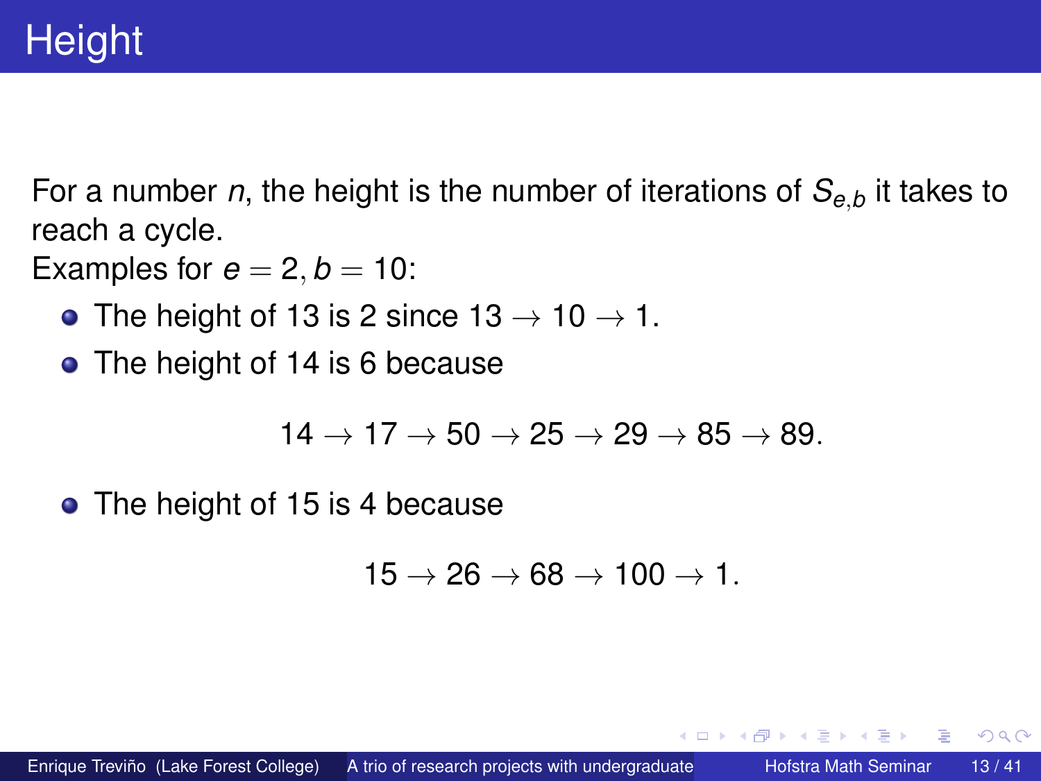# Height

For a number $n$, the height is the number of iterations of $S_{e,b}$ it takes to reach a cycle.
Examples for $e = 2, b = 10$:

- The height of 13 is 2 since $13 \to 10 \to 1$.
- The height of 14 is 6 because

$$14 \to 17 \to 50 \to 25 \to 29 \to 85 \to 89.$$

- The height of 15 is 4 because

$$15 \to 26 \to 68 \to 100 \to 1.$$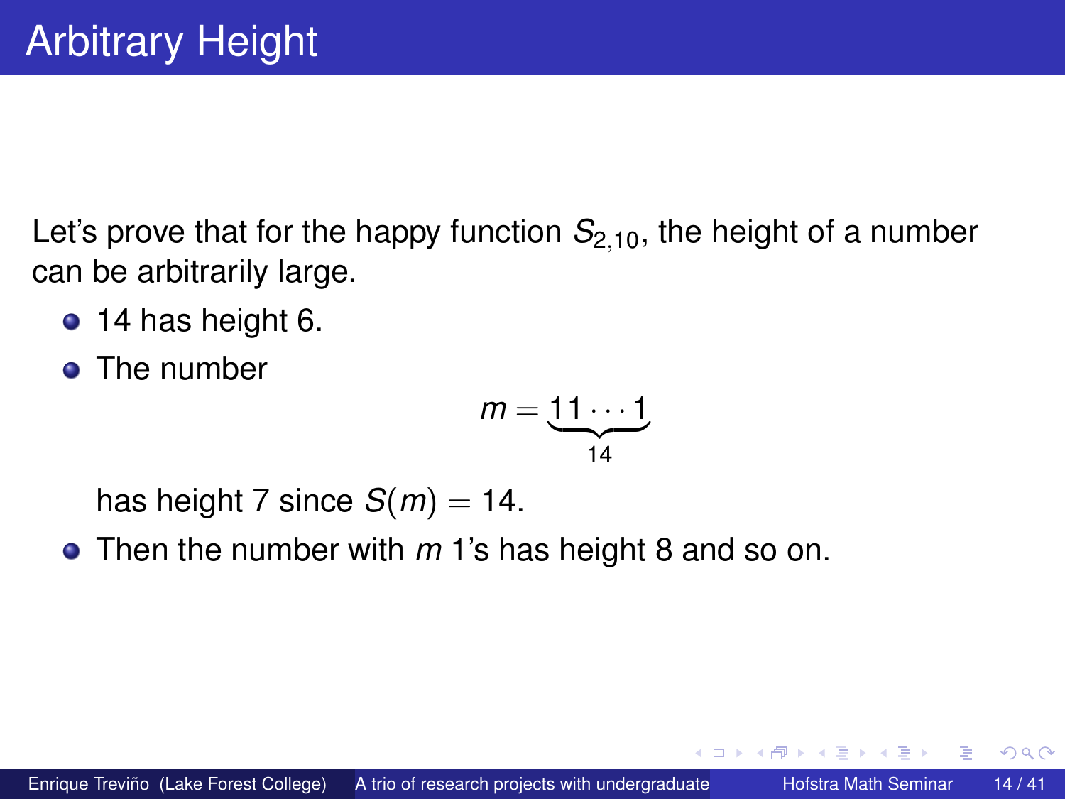# Arbitrary Height

Let's prove that for the happy function $S_{2,10}$, the height of a number can be arbitrarily large.

- 14 has height 6.
- The number

$$m = \underbrace{11\cdots 1}_{14}$$

  has height 7 since $S(m) = 14$.
- Then the number with $m$ 1's has height 8 and so on.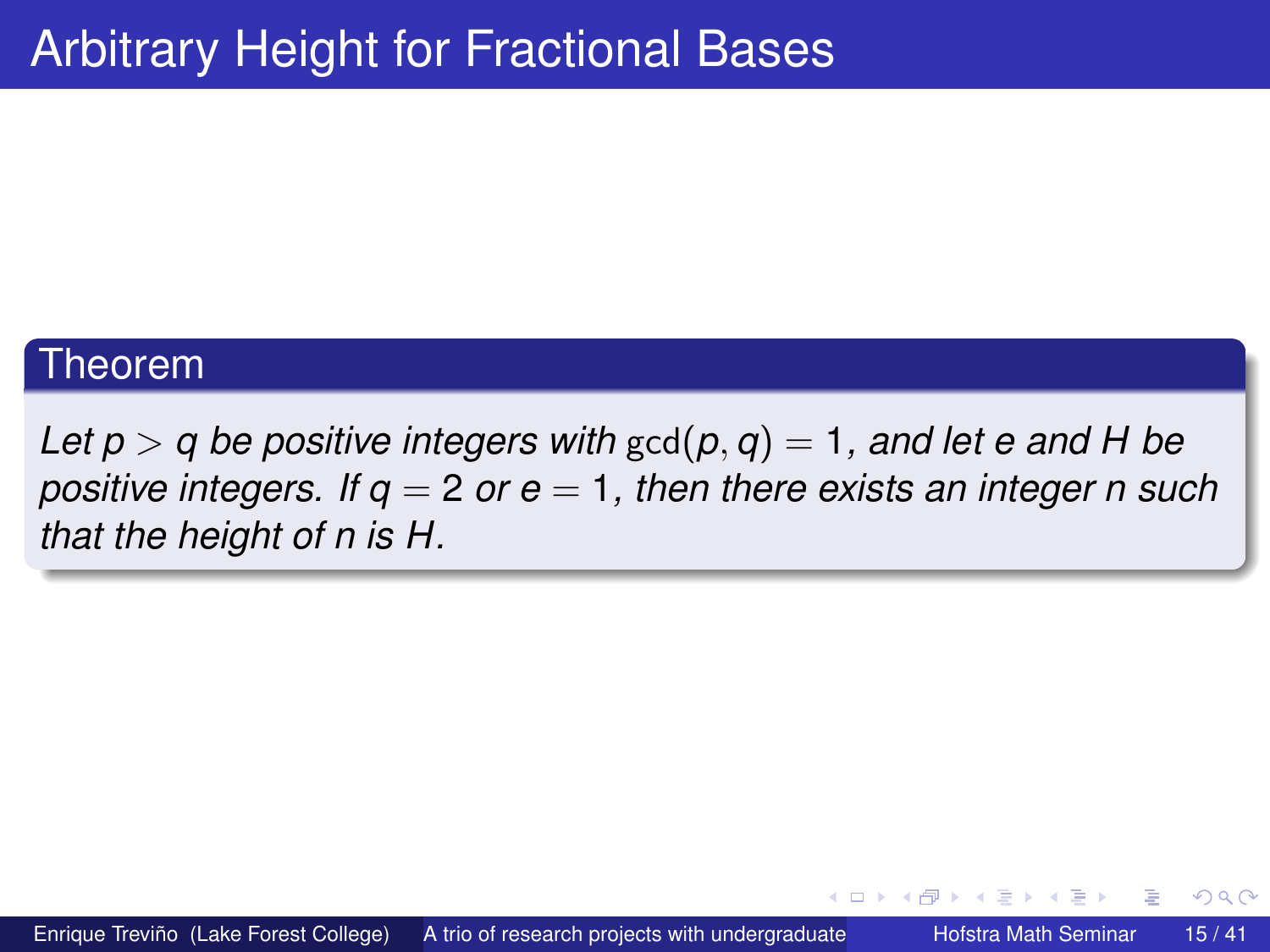# Arbitrary Height for Fractional Bases

**Theorem**

*Let $p > q$ be positive integers with $\gcd(p, q) = 1$, and let $e$ and $H$ be positive integers. If $q = 2$ or $e = 1$, then there exists an integer $n$ such that the height of $n$ is $H$.*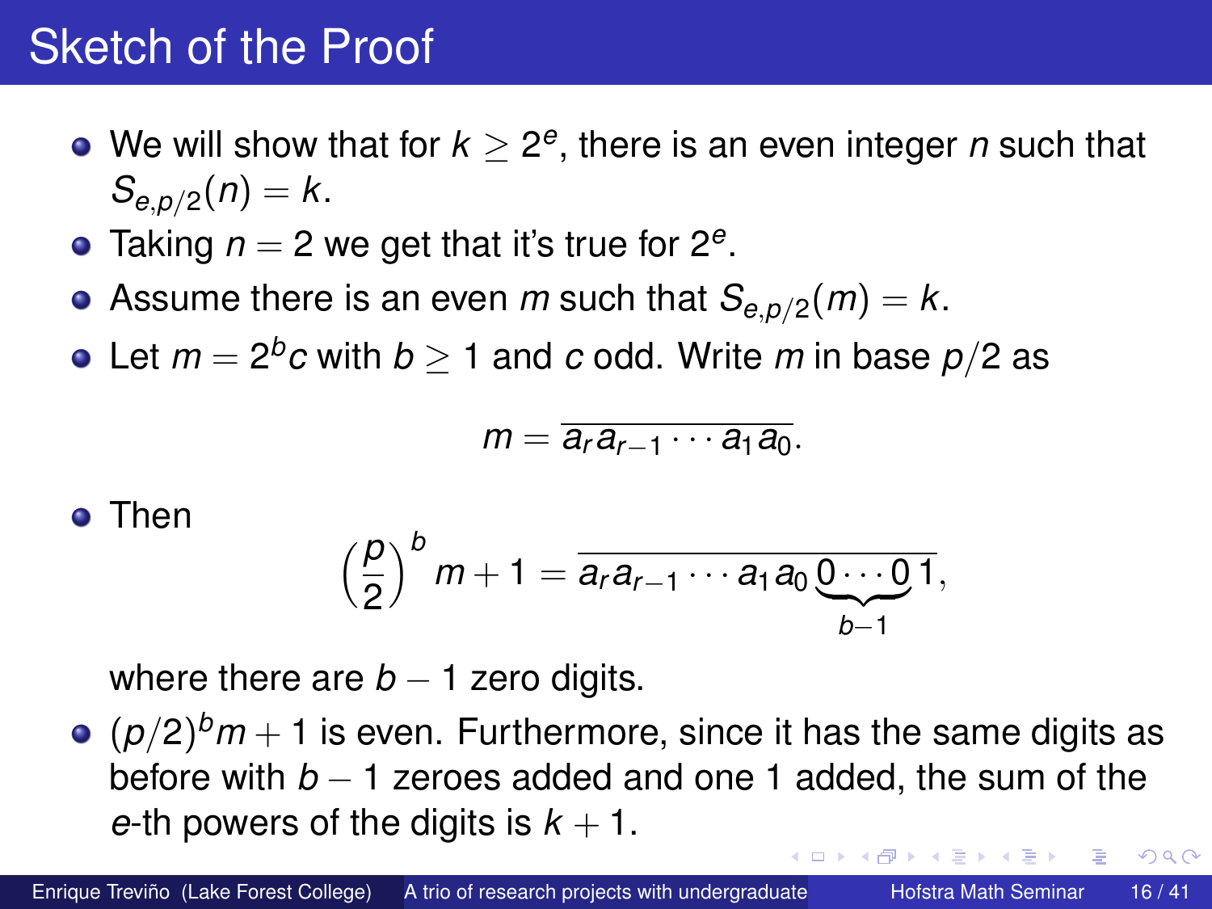# Sketch of the Proof

- We will show that for $k \geq 2^e$, there is an even integer $n$ such that $S_{e,p/2}(n) = k$.
- Taking $n = 2$ we get that it's true for $2^e$.
- Assume there is an even $m$ such that $S_{e,p/2}(m) = k$.
- Let $m = 2^b c$ with $b \geq 1$ and $c$ odd. Write $m$ in base $p/2$ as

$$m = \overline{a_r a_{r-1} \cdots a_1 a_0}.$$

- Then

$$\left(\frac{p}{2}\right)^b m + 1 = \overline{a_r a_{r-1} \cdots a_1 a_0 \underbrace{0 \cdots 0}_{b-1} 1},$$

  where there are $b - 1$ zero digits.
- $(p/2)^b m + 1$ is even. Furthermore, since it has the same digits as before with $b - 1$ zeroes added and one 1 added, the sum of the $e$-th powers of the digits is $k + 1$.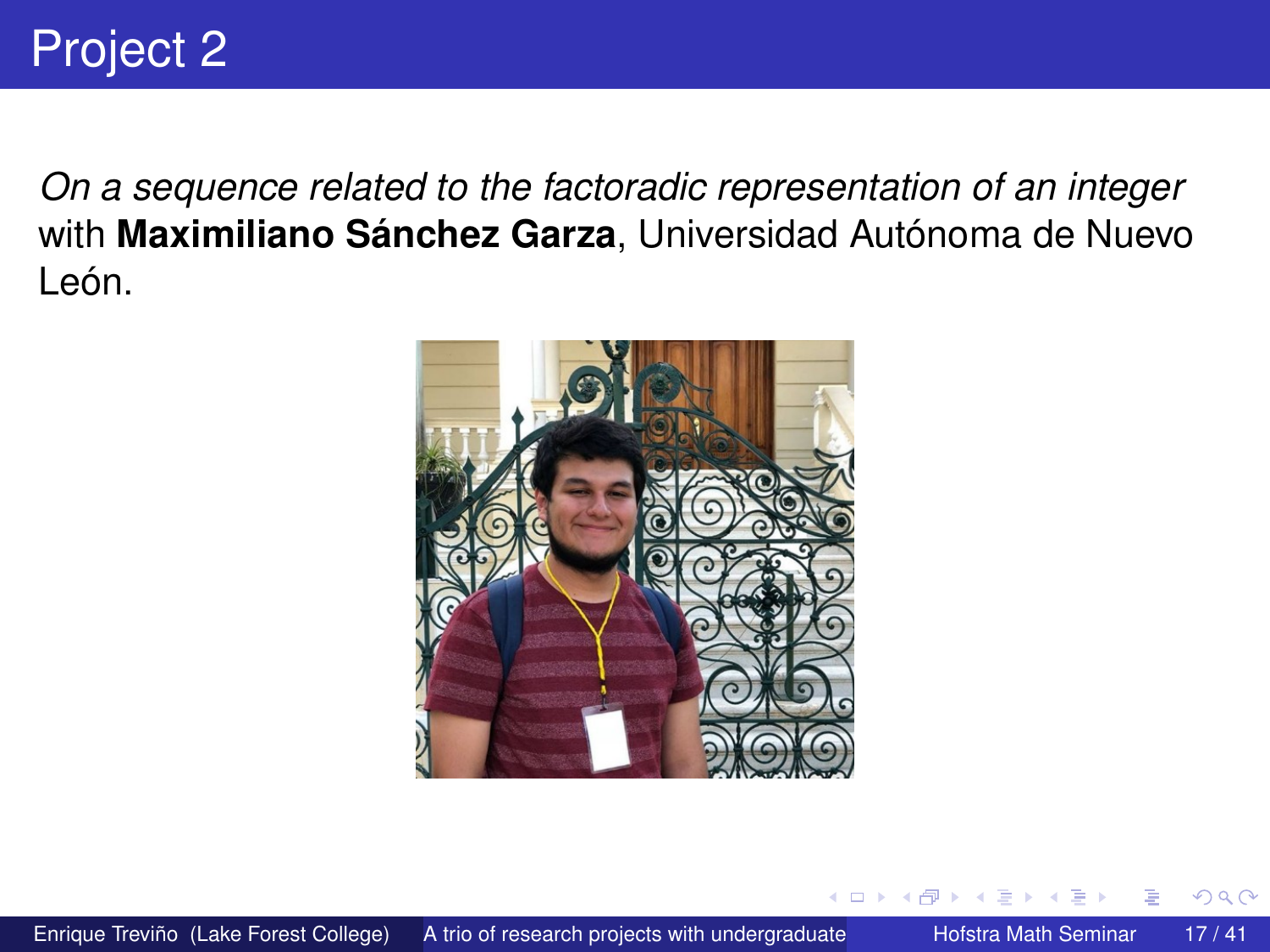# Project 2

*On a sequence related to the factoradic representation of an integer* with **Maximiliano Sánchez Garza**, Universidad Autónoma de Nuevo León.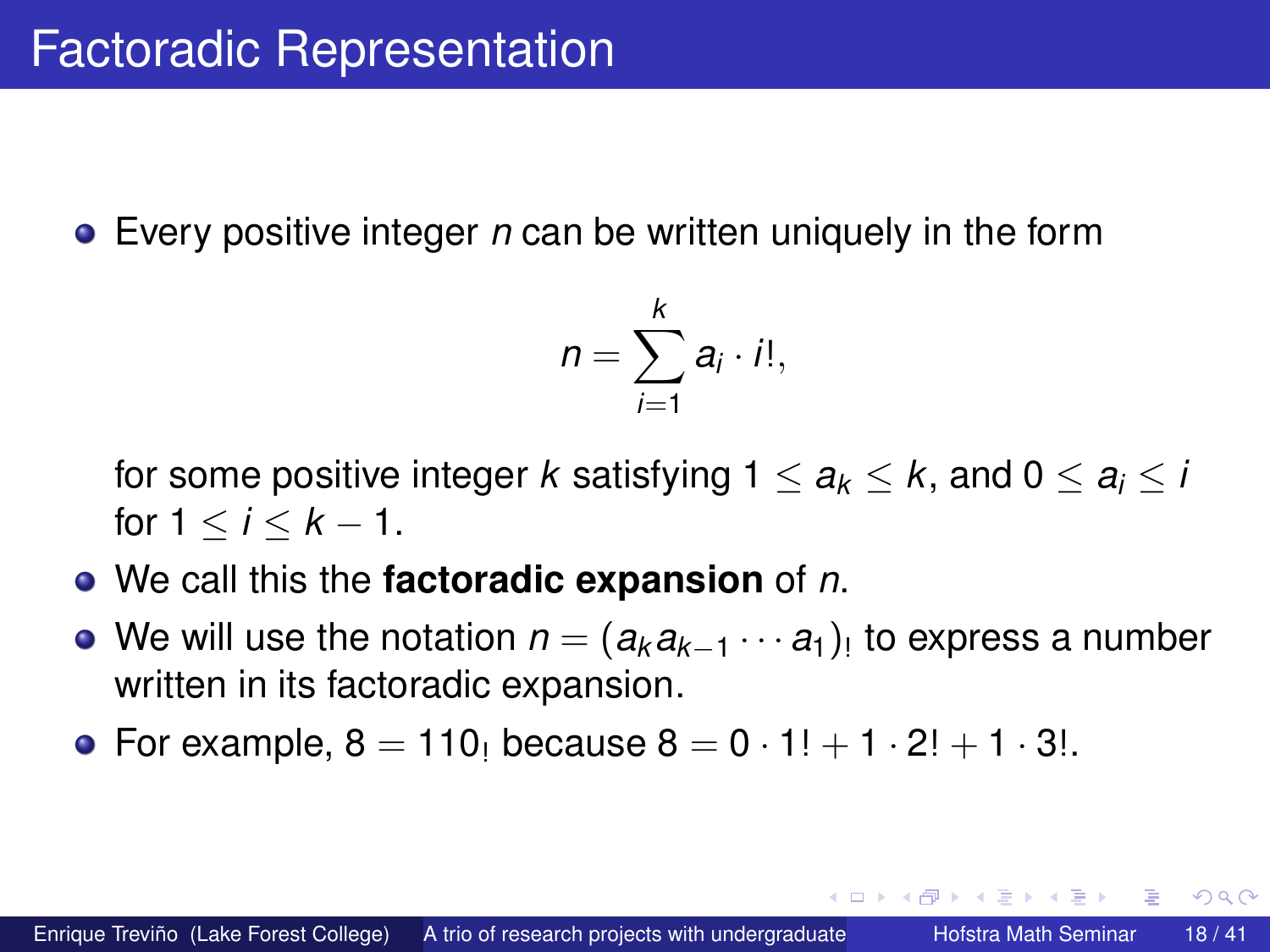# Factoradic Representation

- Every positive integer $n$ can be written uniquely in the form

$$n = \sum_{i=1}^{k} a_i \cdot i!,$$

  for some positive integer $k$ satisfying $1 \leq a_k \leq k$, and $0 \leq a_i \leq i$ for $1 \leq i \leq k-1$.
- We call this the **factoradic expansion** of $n$.
- We will use the notation $n = (a_k a_{k-1} \cdots a_1)_!$ to express a number written in its factoradic expansion.
- For example, $8 = 110_!$ because $8 = 0 \cdot 1! + 1 \cdot 2! + 1 \cdot 3!$.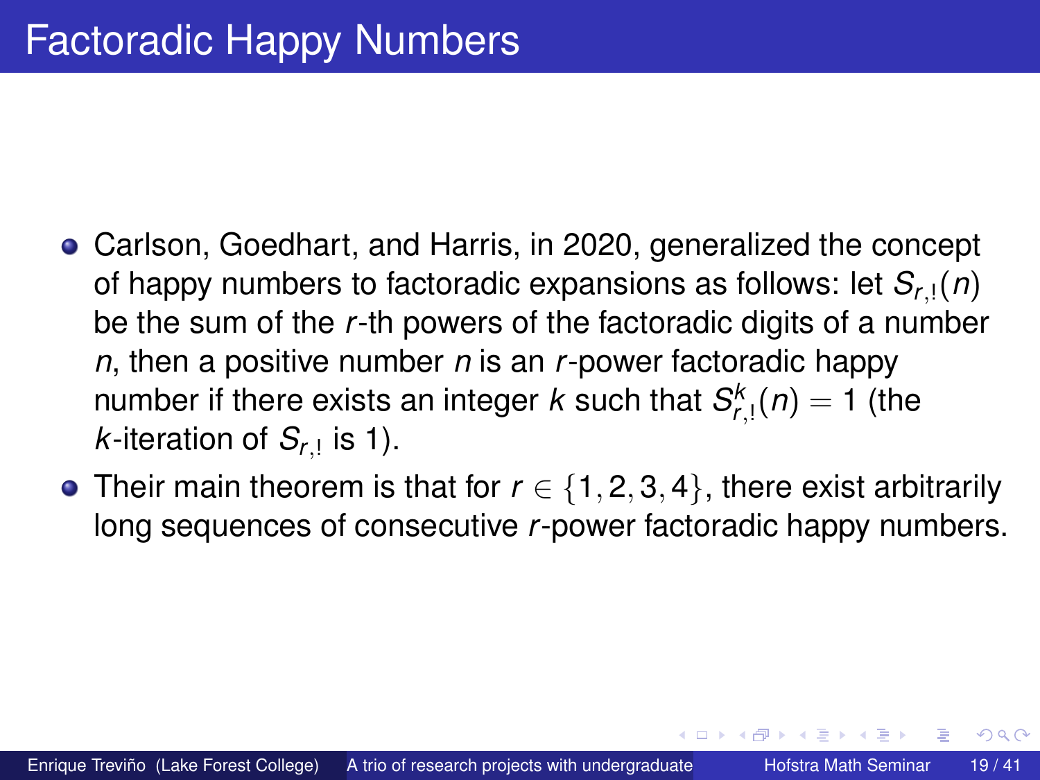# Factoradic Happy Numbers

- Carlson, Goedhart, and Harris, in 2020, generalized the concept of happy numbers to factoradic expansions as follows: let $S_{r,!}(n)$ be the sum of the $r$-th powers of the factoradic digits of a number $n$, then a positive number $n$ is an $r$-power factoradic happy number if there exists an integer $k$ such that $S_{r,!}^{k}(n) = 1$ (the $k$-iteration of $S_{r,!}$ is 1).
- Their main theorem is that for $r \in \{1, 2, 3, 4\}$, there exist arbitrarily long sequences of consecutive $r$-power factoradic happy numbers.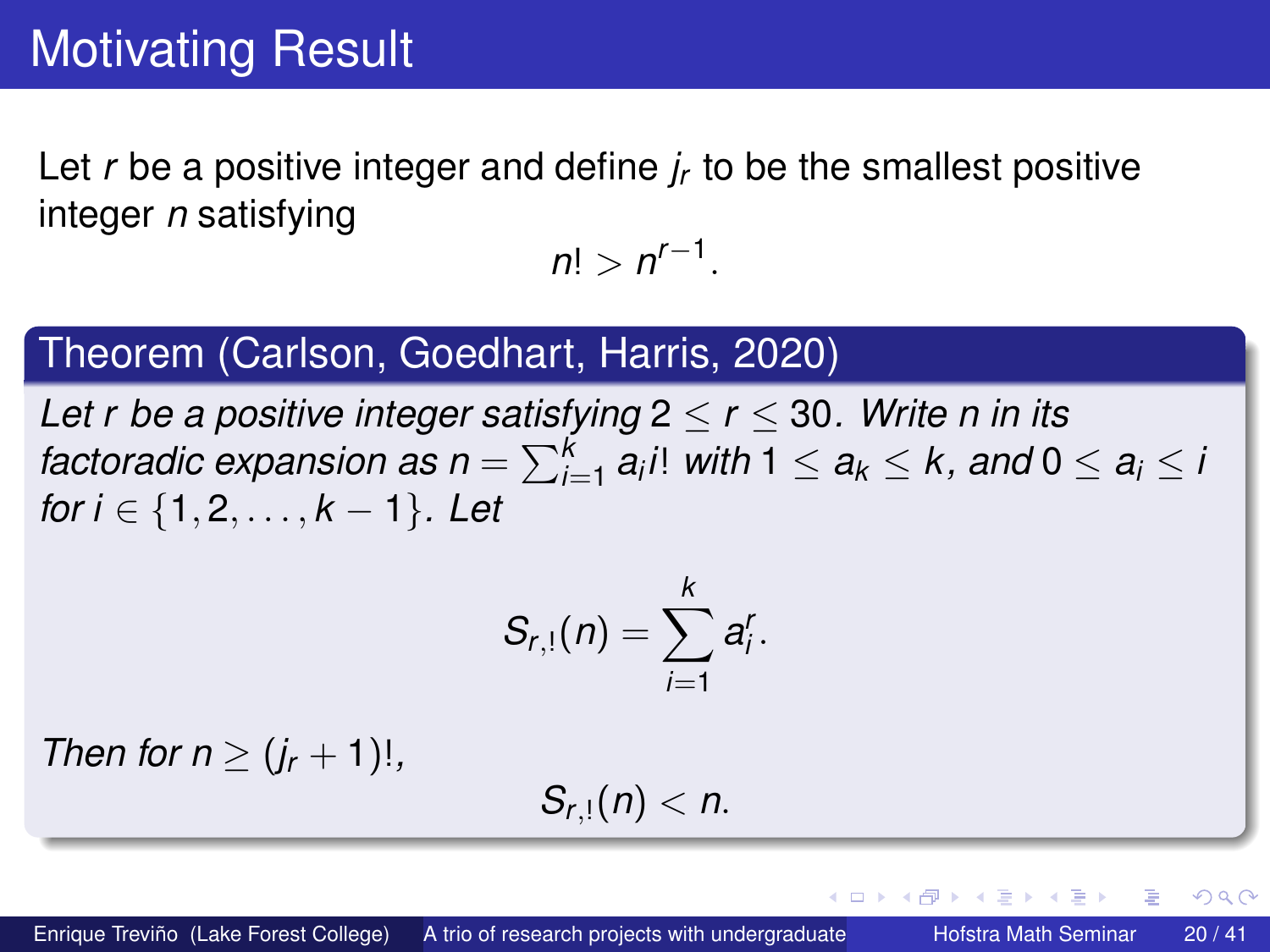# Motivating Result

Let $r$ be a positive integer and define $j_r$ to be the smallest positive integer $n$ satisfying

$$n! > n^{r-1}.$$

## Theorem (Carlson, Goedhart, Harris, 2020)

*Let $r$ be a positive integer satisfying $2 \le r \le 30$. Write $n$ in its factoradic expansion as $n = \sum_{i=1}^{k} a_i i!$ with $1 \le a_k \le k$, and $0 \le a_i \le i$ for $i \in \{1, 2, \ldots, k-1\}$. Let*

$$S_{r,!}(n) = \sum_{i=1}^{k} a_i^r.$$

*Then for $n \ge (j_r + 1)!$,*

$$S_{r,!}(n) < n.$$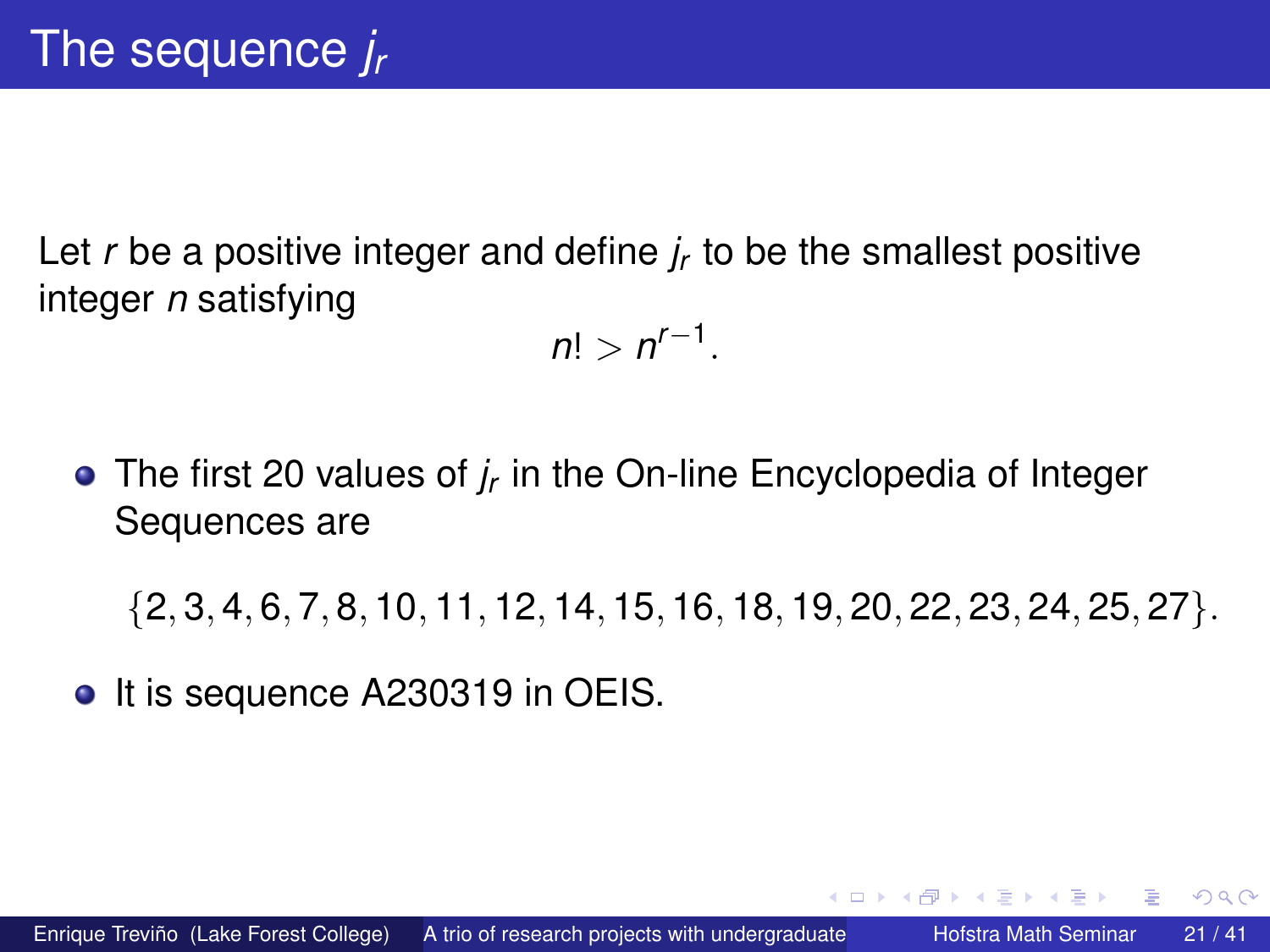# The sequence $j_r$

Let $r$ be a positive integer and define $j_r$ to be the smallest positive integer $n$ satisfying

$$n! > n^{r-1}.$$

- The first 20 values of $j_r$ in the On-line Encyclopedia of Integer Sequences are

$$\{2, 3, 4, 6, 7, 8, 10, 11, 12, 14, 15, 16, 18, 19, 20, 22, 23, 24, 25, 27\}.$$

- It is sequence A230319 in OEIS.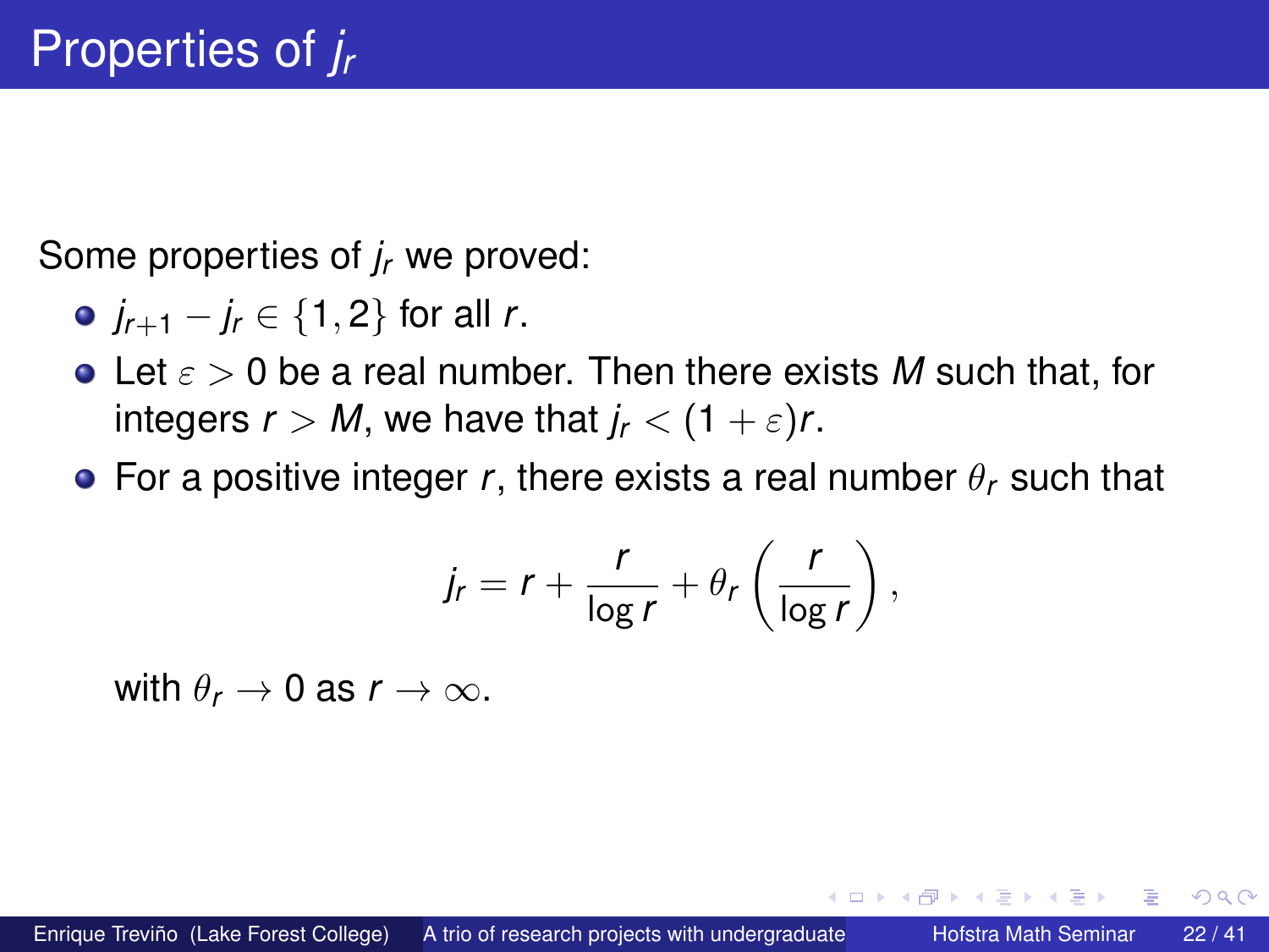# Properties of $j_r$

Some properties of $j_r$ we proved:

- $j_{r+1} - j_r \in \{1, 2\}$ for all $r$.
- Let $\varepsilon > 0$ be a real number. Then there exists $M$ such that, for integers $r > M$, we have that $j_r < (1 + \varepsilon)r$.
- For a positive integer $r$, there exists a real number $\theta_r$ such that

$$j_r = r + \frac{r}{\log r} + \theta_r \left( \frac{r}{\log r} \right),$$

  with $\theta_r \to 0$ as $r \to \infty$.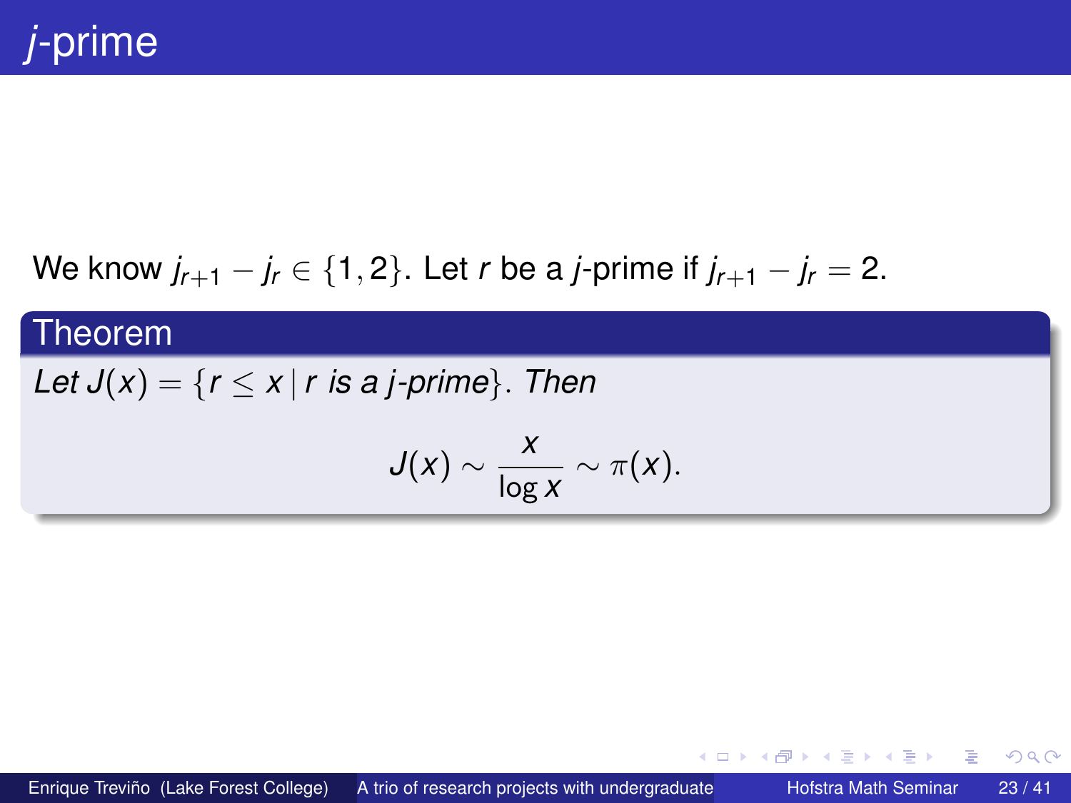# $j$-prime

We know $j_{r+1} - j_r \in \{1, 2\}$. Let $r$ be a $j$-prime if $j_{r+1} - j_r = 2$.

**Theorem**

*Let* $J(x) = \{r \leq x \mid r \text{ is a } j\text{-prime}\}$. *Then*

$$J(x) \sim \frac{x}{\log x} \sim \pi(x).$$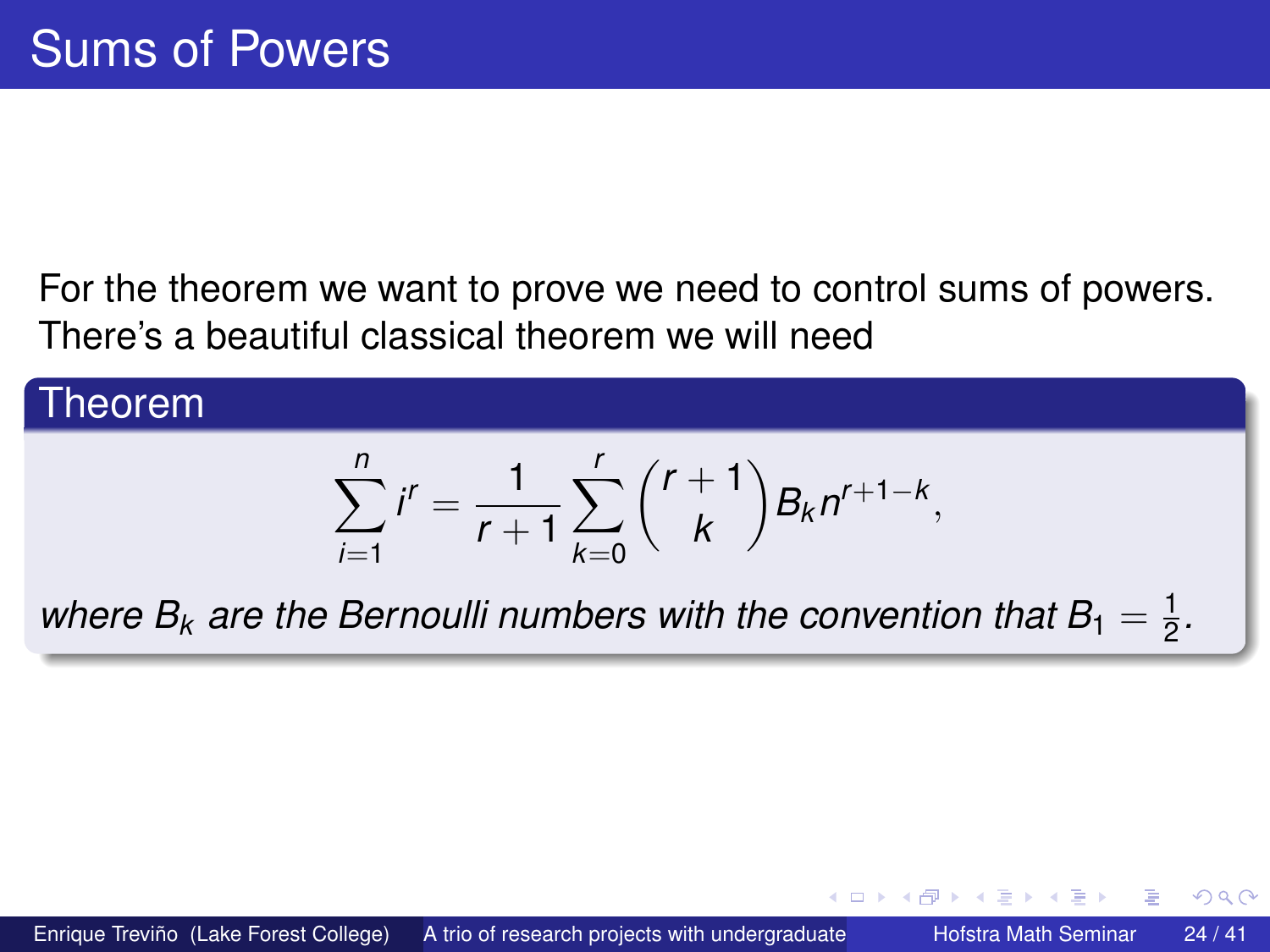# Sums of Powers

For the theorem we want to prove we need to control sums of powers. There's a beautiful classical theorem we will need

**Theorem**

$$\sum_{i=1}^{n} i^r = \frac{1}{r+1} \sum_{k=0}^{r} \binom{r+1}{k} B_k n^{r+1-k},$$

*where $B_k$ are the Bernoulli numbers with the convention that $B_1 = \frac{1}{2}$.*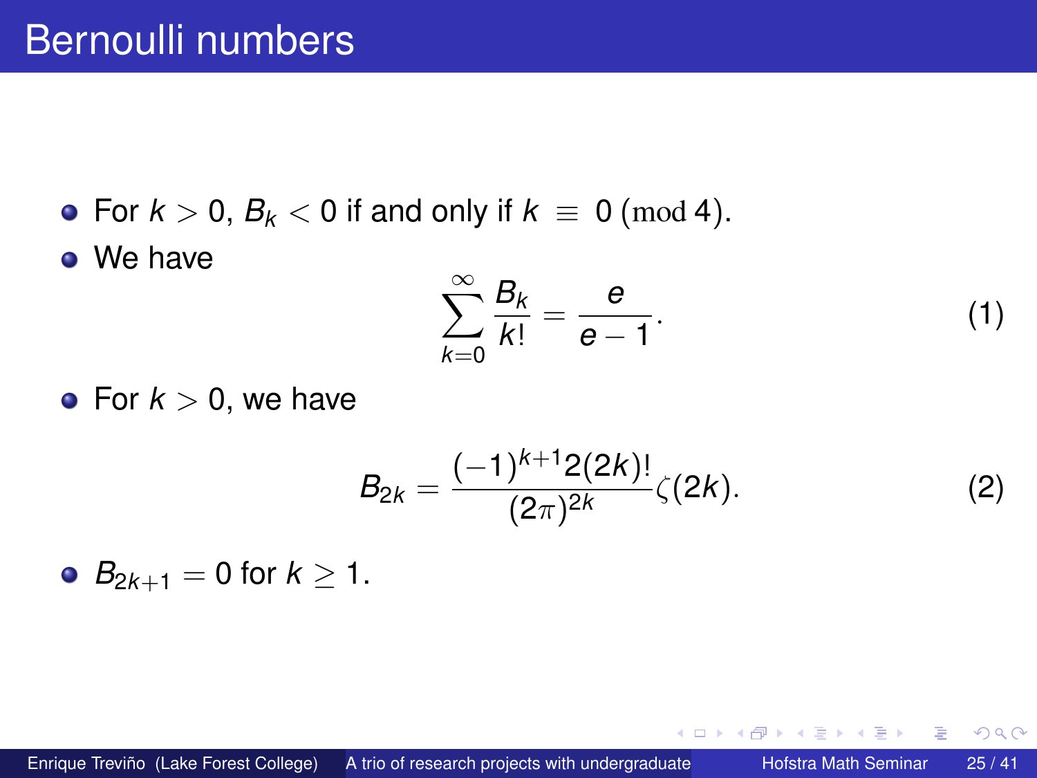# Bernoulli numbers

- For $k > 0$, $B_k < 0$ if and only if $k \equiv 0 \pmod 4$.
- We have

$$\sum_{k=0}^{\infty} \frac{B_k}{k!} = \frac{e}{e-1}. \tag{1}$$

- For $k > 0$, we have

$$B_{2k} = \frac{(-1)^{k+1} 2(2k)!}{(2\pi)^{2k}} \zeta(2k). \tag{2}$$

- $B_{2k+1} = 0$ for $k \geq 1$.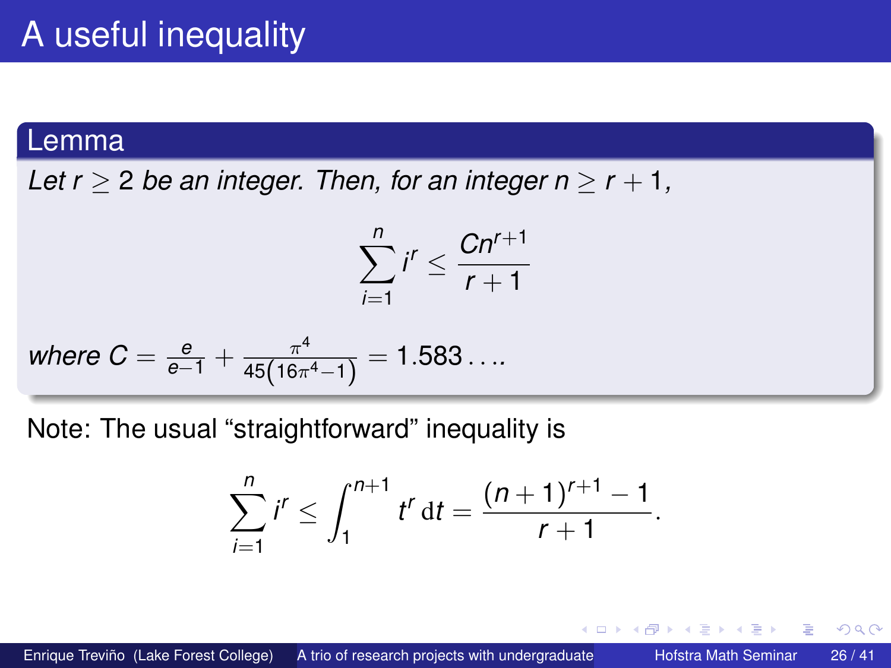# A useful inequality

**Lemma**

*Let $r \geq 2$ be an integer. Then, for an integer $n \geq r+1$,*

$$\sum_{i=1}^{n} i^r \leq \frac{Cn^{r+1}}{r+1}$$

*where* $C = \frac{e}{e-1} + \frac{\pi^4}{45\left(16\pi^4 - 1\right)} = 1.583\ldots$.

Note: The usual "straightforward" inequality is

$$\sum_{i=1}^{n} i^r \leq \int_1^{n+1} t^r \, \mathrm{d}t = \frac{(n+1)^{r+1} - 1}{r+1}.$$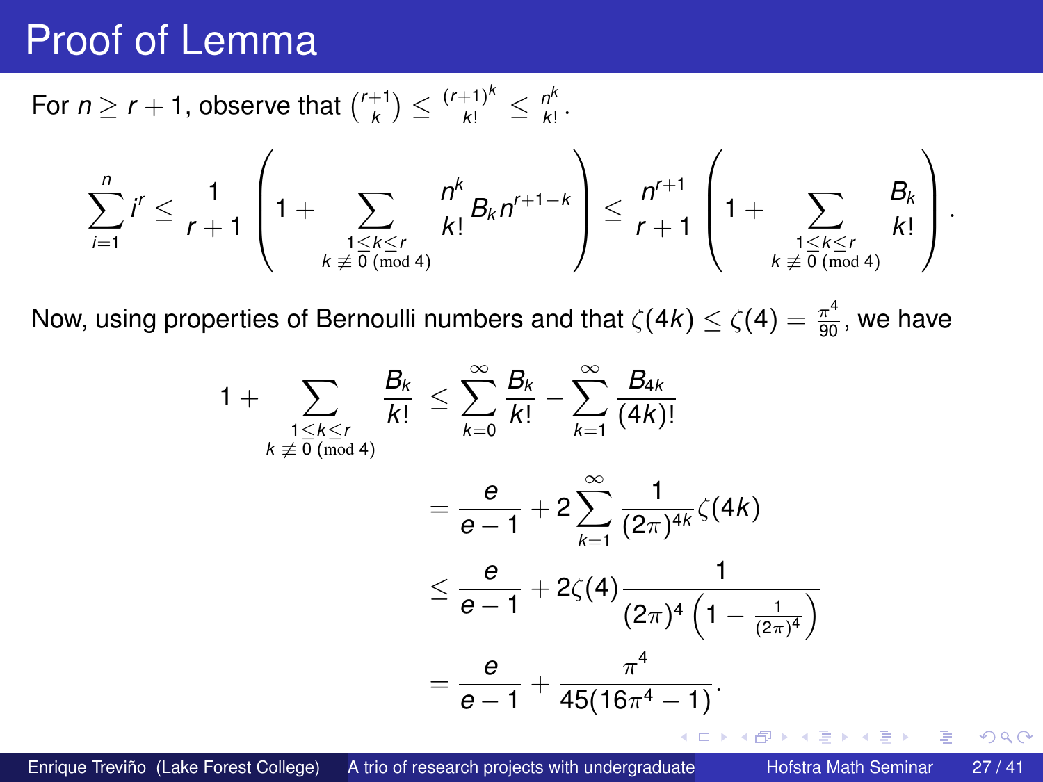# Proof of Lemma

For $n \geq r+1$, observe that $\binom{r+1}{k} \leq \frac{(r+1)^k}{k!} \leq \frac{n^k}{k!}$.

$$\sum_{i=1}^{n} i^r \leq \frac{1}{r+1}\left(1 + \sum_{\substack{1\leq k\leq r \\ k \not\equiv 0 \pmod 4}} \frac{n^k}{k!} B_k n^{r+1-k}\right) \leq \frac{n^{r+1}}{r+1}\left(1 + \sum_{\substack{1\leq k\leq r \\ k \not\equiv 0 \pmod 4}} \frac{B_k}{k!}\right).$$

Now, using properties of Bernoulli numbers and that $\zeta(4k) \leq \zeta(4) = \frac{\pi^4}{90}$, we have

$$\begin{aligned}
1 + \sum_{\substack{1\leq k\leq r \\ k \not\equiv 0 \pmod 4}} \frac{B_k}{k!} &\leq \sum_{k=0}^{\infty} \frac{B_k}{k!} - \sum_{k=1}^{\infty} \frac{B_{4k}}{(4k)!} \\
&= \frac{e}{e-1} + 2\sum_{k=1}^{\infty} \frac{1}{(2\pi)^{4k}}\zeta(4k) \\
&\leq \frac{e}{e-1} + 2\zeta(4)\frac{1}{(2\pi)^4\left(1 - \frac{1}{(2\pi)^4}\right)} \\
&= \frac{e}{e-1} + \frac{\pi^4}{45(16\pi^4 - 1)}.
\end{aligned}$$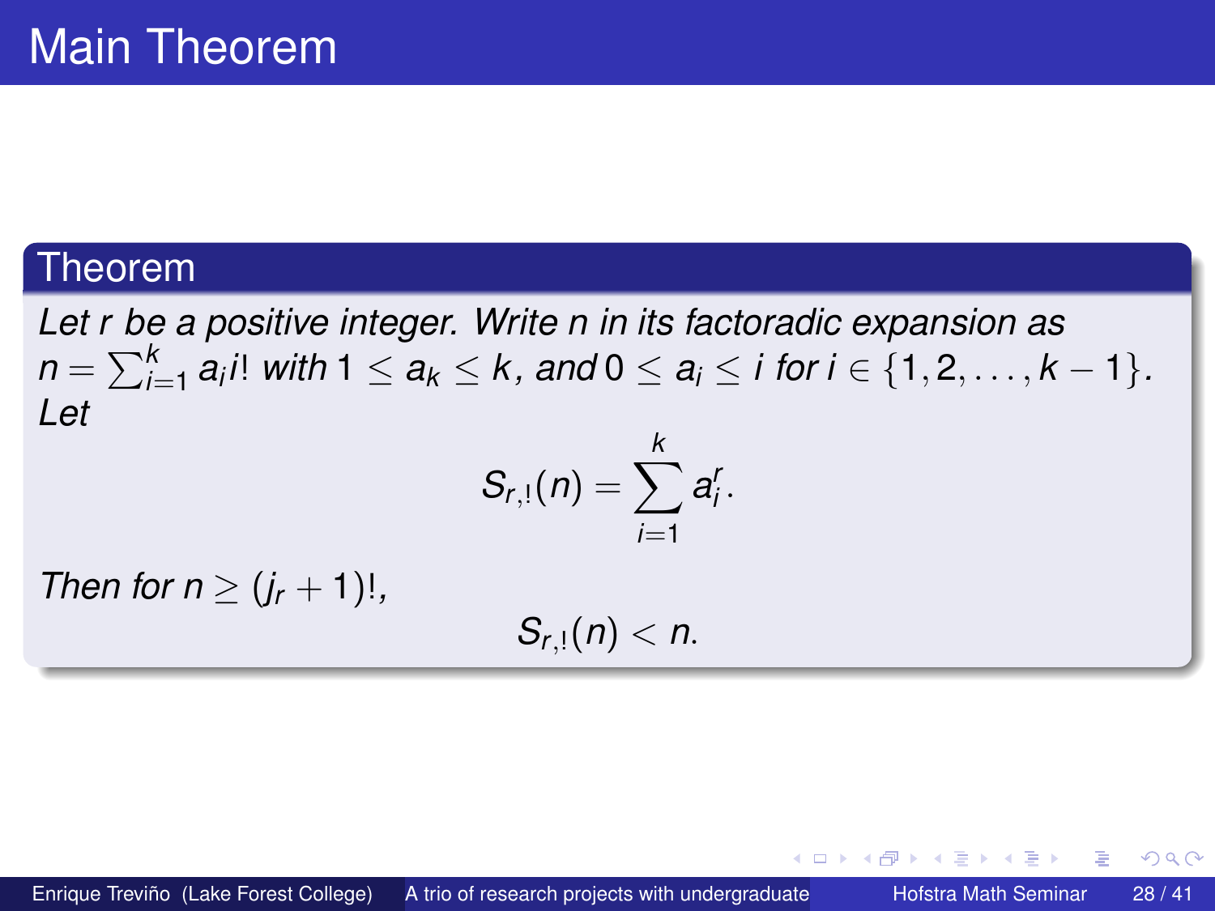# Main Theorem

## Theorem

*Let $r$ be a positive integer. Write $n$ in its factoradic expansion as $n = \sum_{i=1}^{k} a_i i!$ with $1 \leq a_k \leq k$, and $0 \leq a_i \leq i$ for $i \in \{1, 2, \ldots, k-1\}$. Let*

$$S_{r,!}(n) = \sum_{i=1}^{k} a_i^r.$$

*Then for $n \geq (j_r + 1)!$,*

$$S_{r,!}(n) < n.$$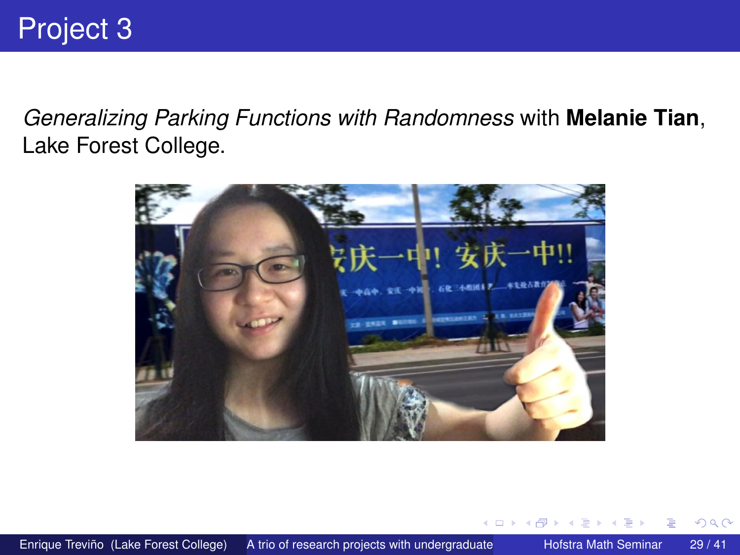# Project 3

*Generalizing Parking Functions with Randomness* with **Melanie Tian**, Lake Forest College.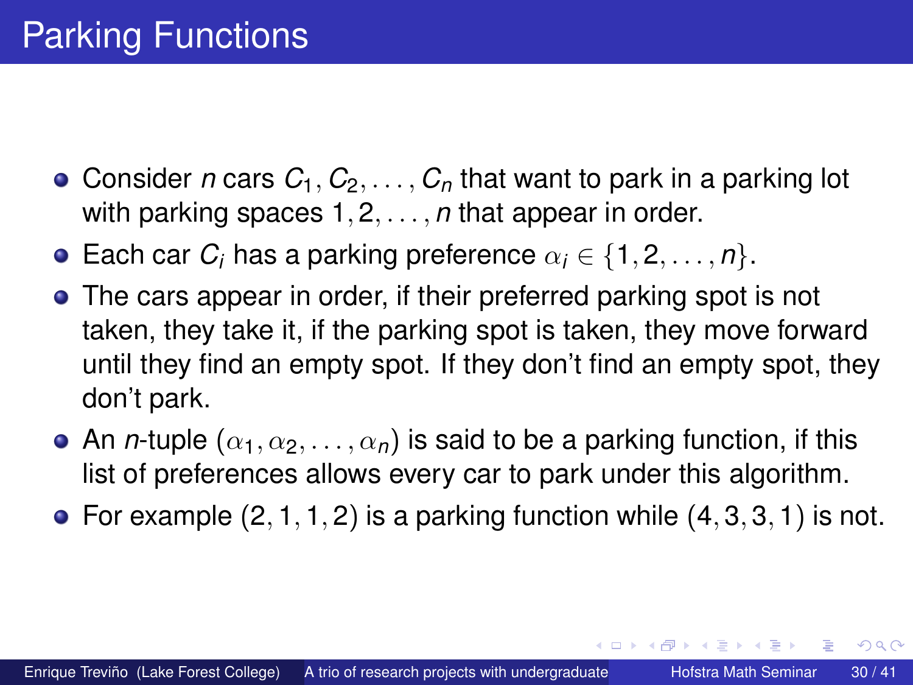# Parking Functions

- Consider $n$ cars $C_1, C_2, \ldots, C_n$ that want to park in a parking lot with parking spaces $1, 2, \ldots, n$ that appear in order.
- Each car $C_i$ has a parking preference $\alpha_i \in \{1, 2, \ldots, n\}$.
- The cars appear in order, if their preferred parking spot is not taken, they take it, if the parking spot is taken, they move forward until they find an empty spot. If they don't find an empty spot, they don't park.
- An $n$-tuple $(\alpha_1, \alpha_2, \ldots, \alpha_n)$ is said to be a parking function, if this list of preferences allows every car to park under this algorithm.
- For example $(2, 1, 1, 2)$ is a parking function while $(4, 3, 3, 1)$ is not.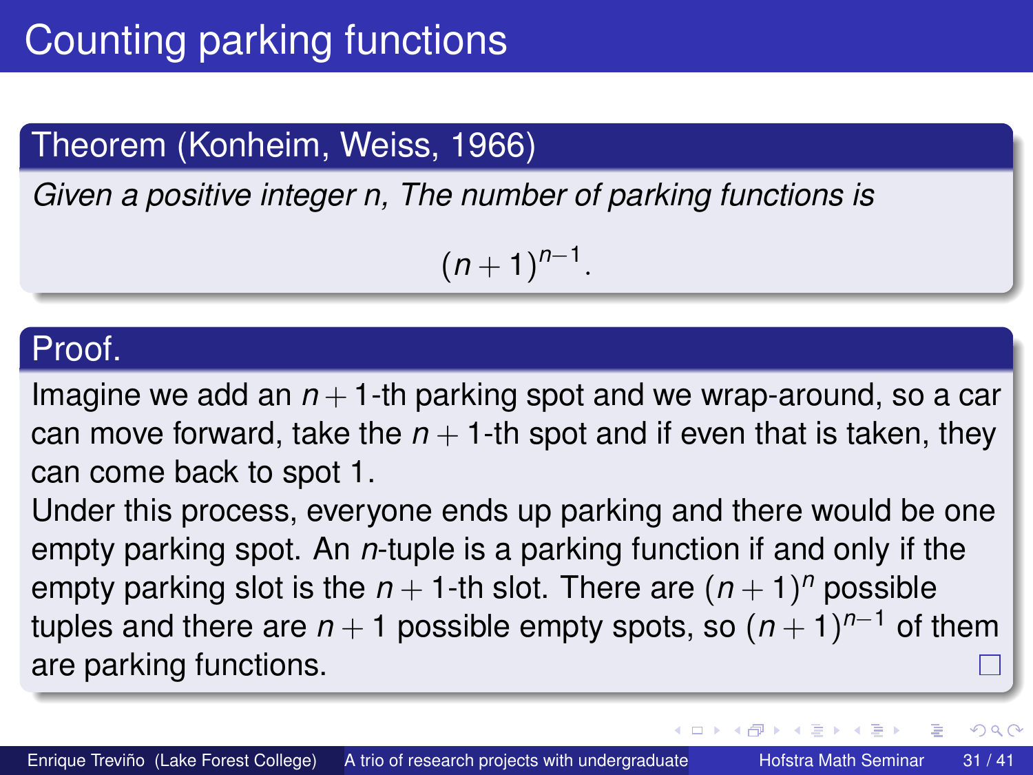# Counting parking functions

**Theorem (Konheim, Weiss, 1966)**

*Given a positive integer n, The number of parking functions is*

$$(n+1)^{n-1}.$$

**Proof.**

Imagine we add an $n+1$-th parking spot and we wrap-around, so a car can move forward, take the $n+1$-th spot and if even that is taken, they can come back to spot 1.

Under this process, everyone ends up parking and there would be one empty parking spot. An $n$-tuple is a parking function if and only if the empty parking slot is the $n+1$-th slot. There are $(n+1)^n$ possible tuples and there are $n+1$ possible empty spots, so $(n+1)^{n-1}$ of them are parking functions. □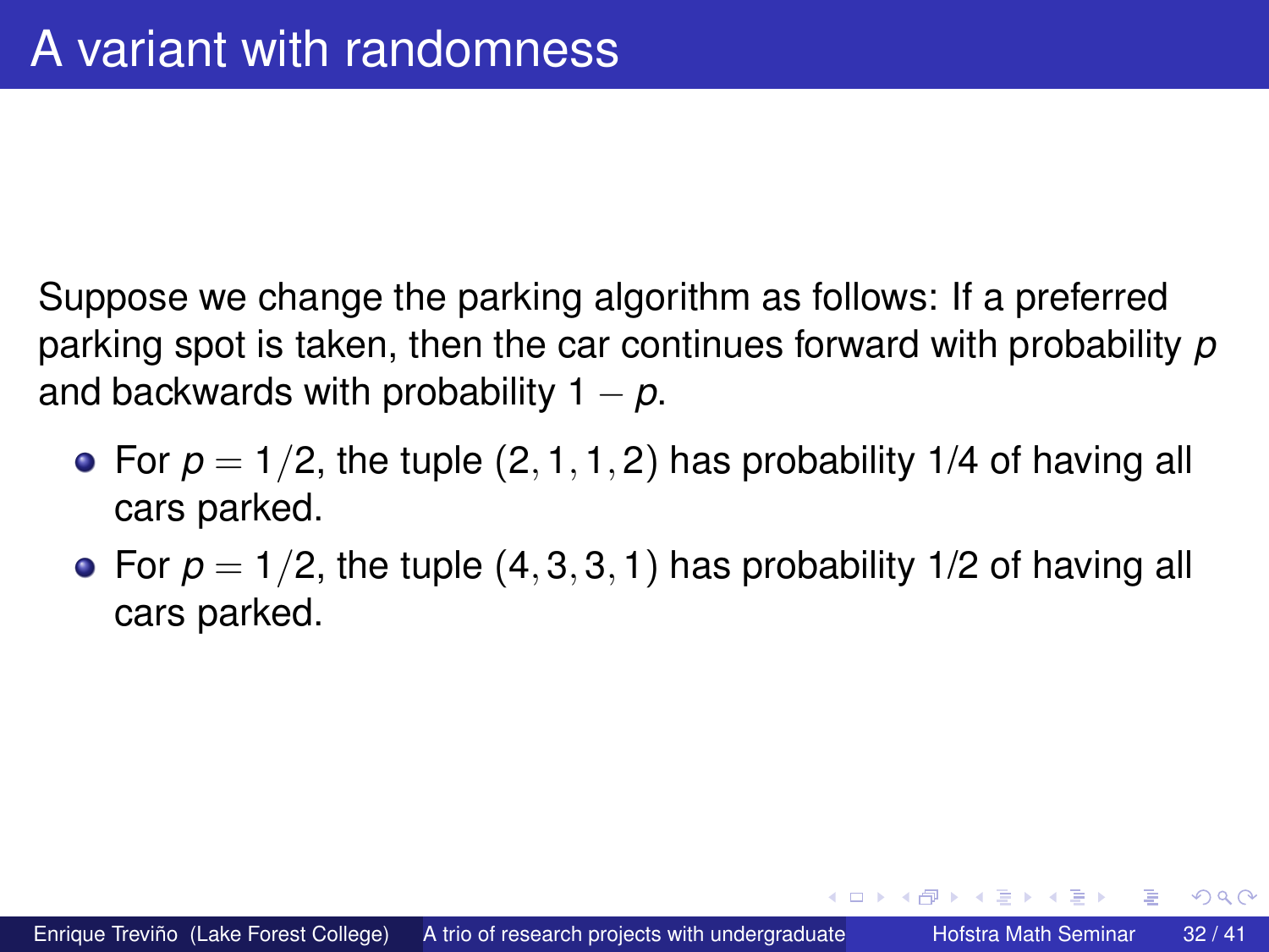# A variant with randomness

Suppose we change the parking algorithm as follows: If a preferred parking spot is taken, then the car continues forward with probability $p$ and backwards with probability $1 - p$.

- For $p = 1/2$, the tuple $(2, 1, 1, 2)$ has probability 1/4 of having all cars parked.
- For $p = 1/2$, the tuple $(4, 3, 3, 1)$ has probability 1/2 of having all cars parked.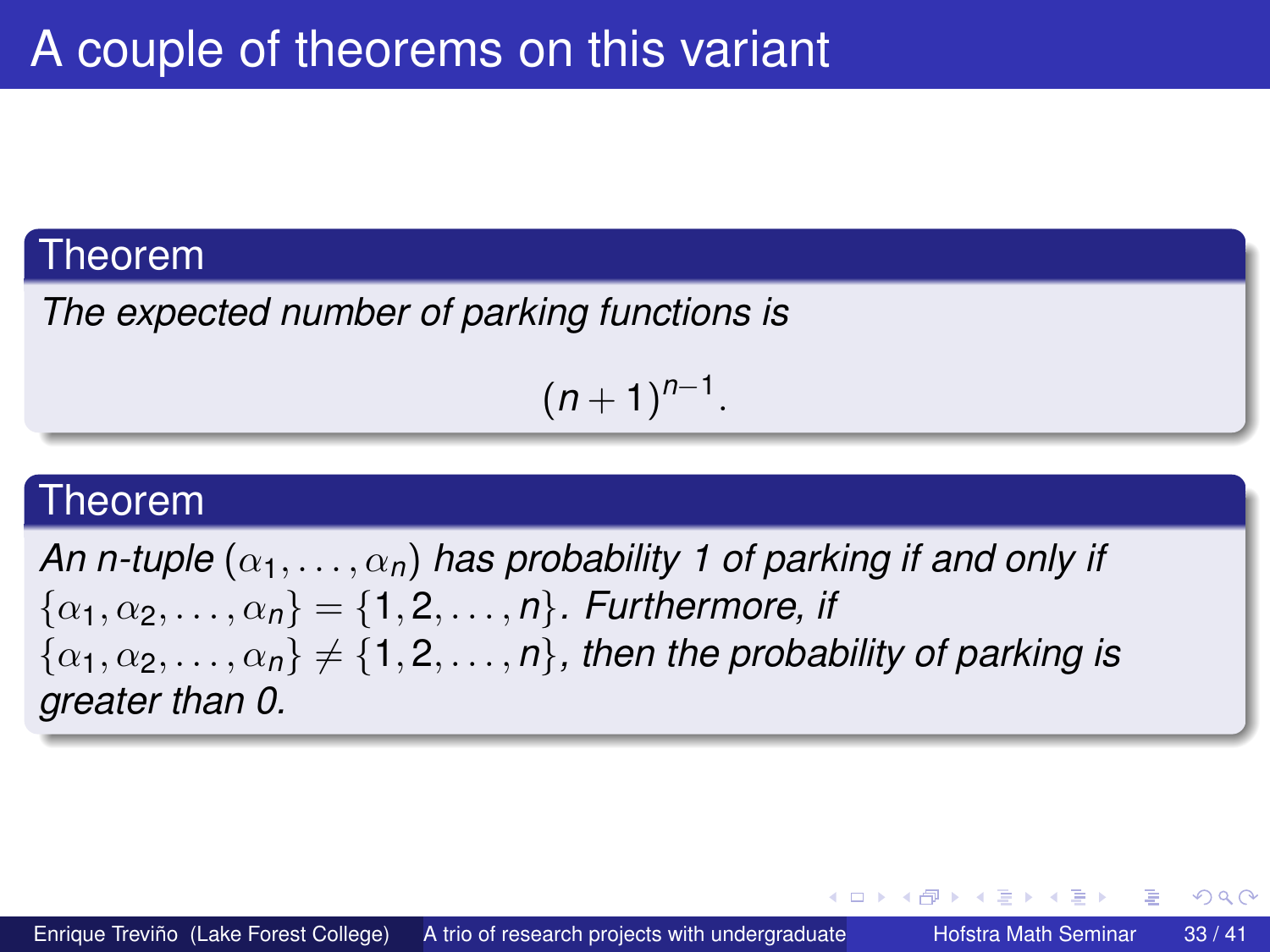# A couple of theorems on this variant

**Theorem**

*The expected number of parking functions is*

$$(n+1)^{n-1}.$$

**Theorem**

*An n-tuple* $(\alpha_1, \ldots, \alpha_n)$ *has probability 1 of parking if and only if* $\{\alpha_1, \alpha_2, \ldots, \alpha_n\} = \{1, 2, \ldots, n\}$. *Furthermore, if* $\{\alpha_1, \alpha_2, \ldots, \alpha_n\} \neq \{1, 2, \ldots, n\}$, *then the probability of parking is greater than 0.*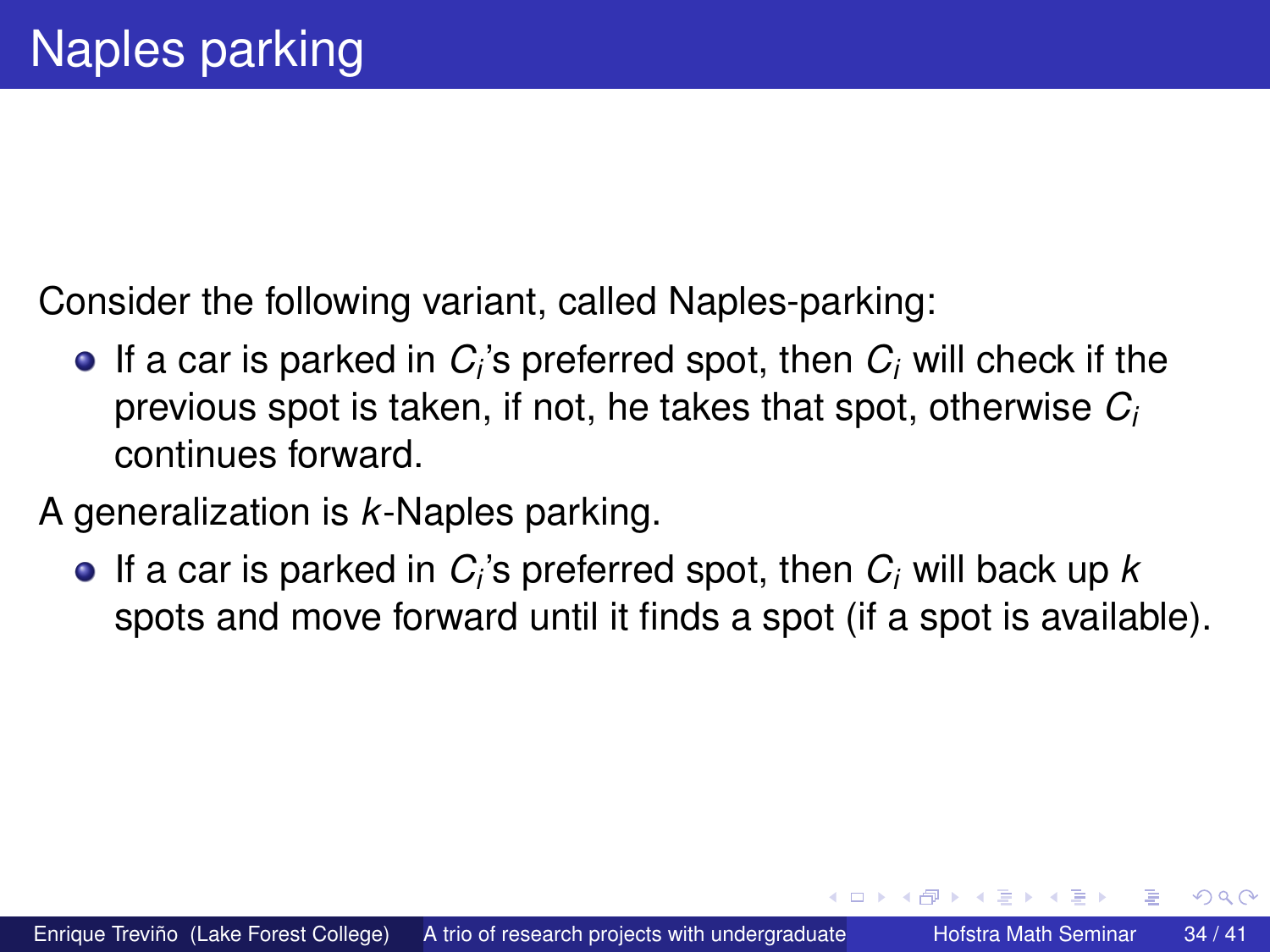# Naples parking

Consider the following variant, called Naples-parking:

- If a car is parked in $C_i$'s preferred spot, then $C_i$ will check if the previous spot is taken, if not, he takes that spot, otherwise $C_i$ continues forward.

A generalization is $k$-Naples parking.

- If a car is parked in $C_i$'s preferred spot, then $C_i$ will back up $k$ spots and move forward until it finds a spot (if a spot is available).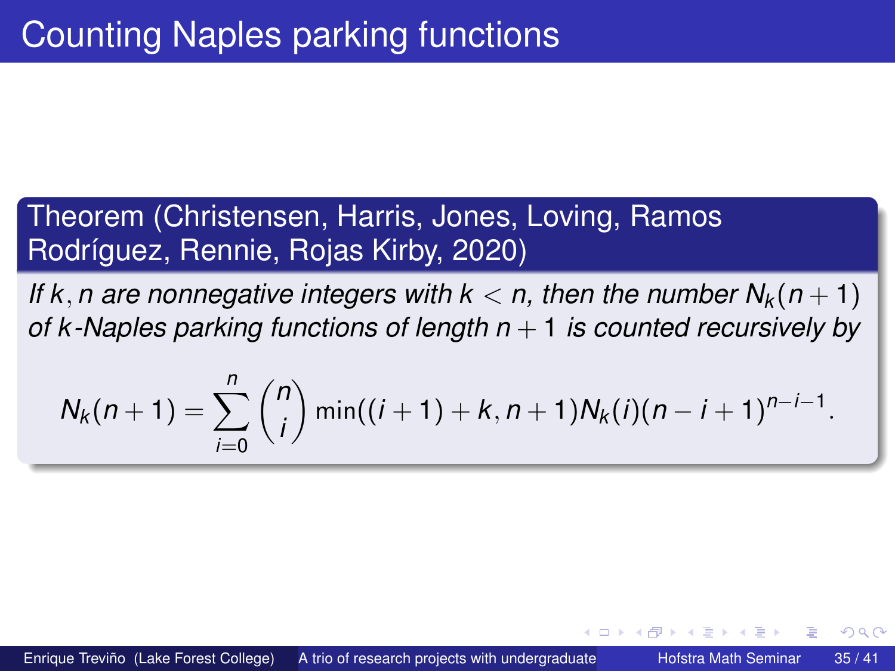# Counting Naples parking functions

**Theorem (Christensen, Harris, Jones, Loving, Ramos Rodríguez, Rennie, Rojas Kirby, 2020)**

*If $k, n$ are nonnegative integers with $k < n$, then the number $N_k(n+1)$ of $k$-Naples parking functions of length $n+1$ is counted recursively by*

$$N_k(n+1) = \sum_{i=0}^{n} \binom{n}{i} \min((i+1)+k, n+1) N_k(i)(n-i+1)^{n-i-1}.$$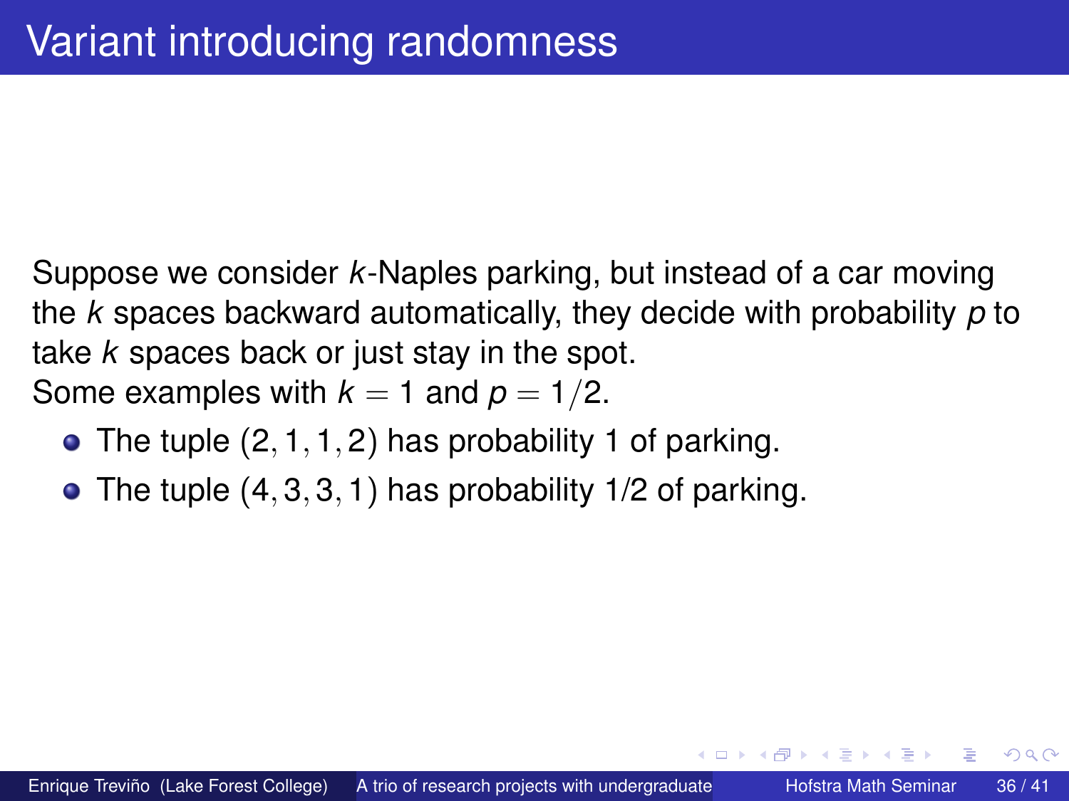# Variant introducing randomness

Suppose we consider $k$-Naples parking, but instead of a car moving the $k$ spaces backward automatically, they decide with probability $p$ to take $k$ spaces back or just stay in the spot.
Some examples with $k = 1$ and $p = 1/2$.

- The tuple $(2, 1, 1, 2)$ has probability 1 of parking.
- The tuple $(4, 3, 3, 1)$ has probability 1/2 of parking.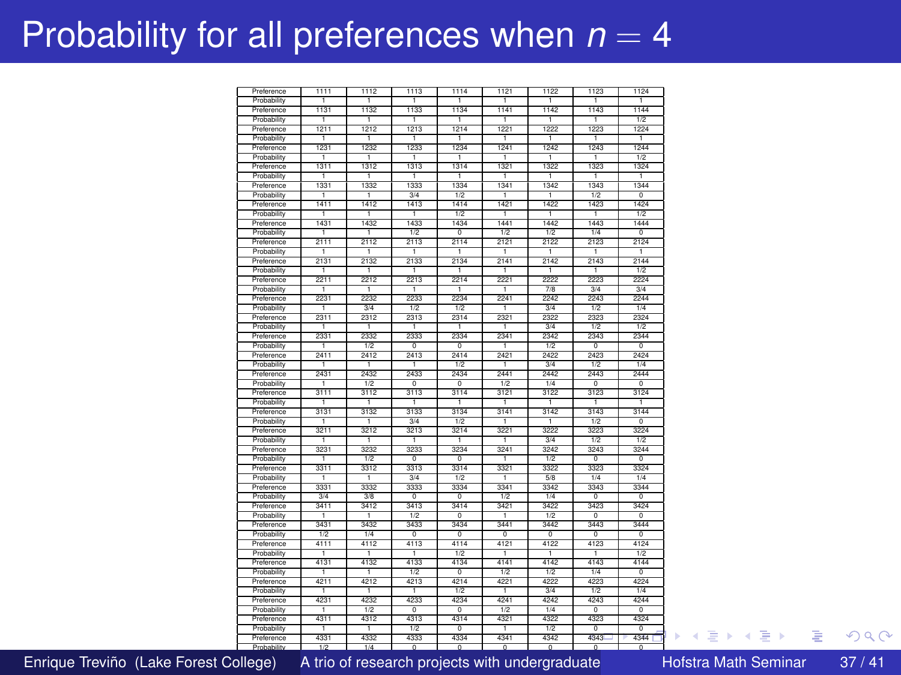# Probability for all preferences when $n = 4$

| Preference | 1111 | 1112 | 1113 | 1114 | 1121 | 1122 | 1123 | 1124 |
|---|---|---|---|---|---|---|---|---|
| Probability | 1 | 1 | 1 | 1 | 1 | 1 | 1 | 1 |
| Preference | 1131 | 1132 | 1133 | 1134 | 1141 | 1142 | 1143 | 1144 |
| Probability | 1 | 1 | 1 | 1 | 1 | 1 | 1 | 1/2 |
| Preference | 1211 | 1212 | 1213 | 1214 | 1221 | 1222 | 1223 | 1224 |
| Probability | 1 | 1 | 1 | 1 | 1 | 1 | 1 | 1 |
| Preference | 1231 | 1232 | 1233 | 1234 | 1241 | 1242 | 1243 | 1244 |
| Probability | 1 | 1 | 1 | 1 | 1 | 1 | 1 | 1/2 |
| Preference | 1311 | 1312 | 1313 | 1314 | 1321 | 1322 | 1323 | 1324 |
| Probability | 1 | 1 | 1 | 1 | 1 | 1 | 1 | 1 |
| Preference | 1331 | 1332 | 1333 | 1334 | 1341 | 1342 | 1343 | 1344 |
| Probability | 1 | 1 | 3/4 | 1/2 | 1 | 1 | 1/2 | 0 |
| Preference | 1411 | 1412 | 1413 | 1414 | 1421 | 1422 | 1423 | 1424 |
| Probability | 1 | 1 | 1 | 1/2 | 1 | 1 | 1 | 1/2 |
| Preference | 1431 | 1432 | 1433 | 1434 | 1441 | 1442 | 1443 | 1444 |
| Probability | 1 | 1 | 1/2 | 0 | 1/2 | 1/2 | 1/4 | 0 |
| Preference | 2111 | 2112 | 2113 | 2114 | 2121 | 2122 | 2123 | 2124 |
| Probability | 1 | 1 | 1 | 1 | 1 | 1 | 1 | 1 |
| Preference | 2131 | 2132 | 2133 | 2134 | 2141 | 2142 | 2143 | 2144 |
| Probability | 1 | 1 | 1 | 1 | 1 | 1 | 1 | 1/2 |
| Preference | 2211 | 2212 | 2213 | 2214 | 2221 | 2222 | 2223 | 2224 |
| Probability | 1 | 1 | 1 | 1 | 1 | 7/8 | 3/4 | 3/4 |
| Preference | 2231 | 2232 | 2233 | 2234 | 2241 | 2242 | 2243 | 2244 |
| Probability | 1 | 3/4 | 1/2 | 1/2 | 1 | 3/4 | 1/2 | 1/4 |
| Preference | 2311 | 2312 | 2313 | 2314 | 2321 | 2322 | 2323 | 2324 |
| Probability | 1 | 1 | 1 | 1 | 1 | 3/4 | 1/2 | 1/2 |
| Preference | 2331 | 2332 | 2333 | 2334 | 2341 | 2342 | 2343 | 2344 |
| Probability | 1 | 1/2 | 0 | 0 | 1 | 1/2 | 0 | 0 |
| Preference | 2411 | 2412 | 2413 | 2414 | 2421 | 2422 | 2423 | 2424 |
| Probability | 1 | 1 | 1 | 1/2 | 1 | 3/4 | 1/2 | 1/4 |
| Preference | 2431 | 2432 | 2433 | 2434 | 2441 | 2442 | 2443 | 2444 |
| Probability | 1 | 1/2 | 0 | 0 | 1/2 | 1/4 | 0 | 0 |
| Preference | 3111 | 3112 | 3113 | 3114 | 3121 | 3122 | 3123 | 3124 |
| Probability | 1 | 1 | 1 | 1 | 1 | 1 | 1 | 1 |
| Preference | 3131 | 3132 | 3133 | 3134 | 3141 | 3142 | 3143 | 3144 |
| Probability | 1 | 1 | 3/4 | 1/2 | 1 | 1 | 1/2 | 0 |
| Preference | 3211 | 3212 | 3213 | 3214 | 3221 | 3222 | 3223 | 3224 |
| Probability | 1 | 1 | 1 | 1 | 1 | 3/4 | 1/2 | 1/2 |
| Preference | 3231 | 3232 | 3233 | 3234 | 3241 | 3242 | 3243 | 3244 |
| Probability | 1 | 1/2 | 0 | 0 | 1 | 1/2 | 0 | 0 |
| Preference | 3311 | 3312 | 3313 | 3314 | 3321 | 3322 | 3323 | 3324 |
| Probability | 1 | 1 | 3/4 | 1/2 | 1 | 5/8 | 1/4 | 1/4 |
| Preference | 3331 | 3332 | 3333 | 3334 | 3341 | 3342 | 3343 | 3344 |
| Probability | 3/4 | 3/8 | 0 | 0 | 1/2 | 1/4 | 0 | 0 |
| Preference | 3411 | 3412 | 3413 | 3414 | 3421 | 3422 | 3423 | 3424 |
| Probability | 1 | 1 | 1/2 | 0 | 1 | 1/2 | 0 | 0 |
| Preference | 3431 | 3432 | 3433 | 3434 | 3441 | 3442 | 3443 | 3444 |
| Probability | 1/2 | 1/4 | 0 | 0 | 0 | 0 | 0 | 0 |
| Preference | 4111 | 4112 | 4113 | 4114 | 4121 | 4122 | 4123 | 4124 |
| Probability | 1 | 1 | 1 | 1/2 | 1 | 1 | 1 | 1/2 |
| Preference | 4131 | 4132 | 4133 | 4134 | 4141 | 4142 | 4143 | 4144 |
| Probability | 1 | 1 | 1/2 | 0 | 1/2 | 1/2 | 1/4 | 0 |
| Preference | 4211 | 4212 | 4213 | 4214 | 4221 | 4222 | 4223 | 4224 |
| Probability | 1 | 1 | 1 | 1/2 | 1 | 3/4 | 1/2 | 1/4 |
| Preference | 4231 | 4232 | 4233 | 4234 | 4241 | 4242 | 4243 | 4244 |
| Probability | 1 | 1/2 | 0 | 0 | 1/2 | 1/4 | 0 | 0 |
| Preference | 4311 | 4312 | 4313 | 4314 | 4321 | 4322 | 4323 | 4324 |
| Probability | 1 | 1 | 1/2 | 0 | 1 | 1/2 | 0 | 0 |
| Preference | 4331 | 4332 | 4333 | 4334 | 4341 | 4342 | 4343 | 4344 |
| Probability | 1/2 | 1/4 | 0 | 0 | 0 | 0 | 0 | 0 |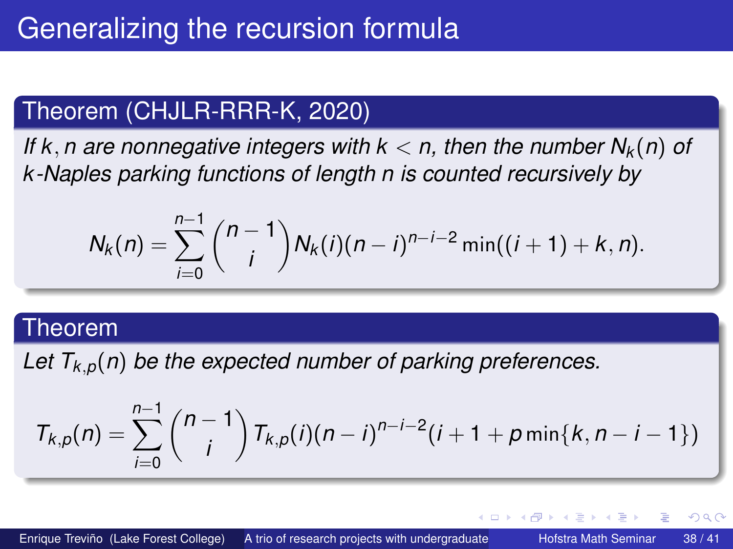# Generalizing the recursion formula

**Theorem (CHJLR-RRR-K, 2020)**

*If $k, n$ are nonnegative integers with $k < n$, then the number $N_k(n)$ of $k$-Naples parking functions of length $n$ is counted recursively by*

$$N_k(n) = \sum_{i=0}^{n-1} \binom{n-1}{i} N_k(i)(n-i)^{n-i-2} \min((i+1)+k, n).$$

**Theorem**

*Let $T_{k,p}(n)$ be the expected number of parking preferences.*

$$T_{k,p}(n) = \sum_{i=0}^{n-1} \binom{n-1}{i} T_{k,p}(i)(n-i)^{n-i-2}(i+1+p\min\{k, n-i-1\})$$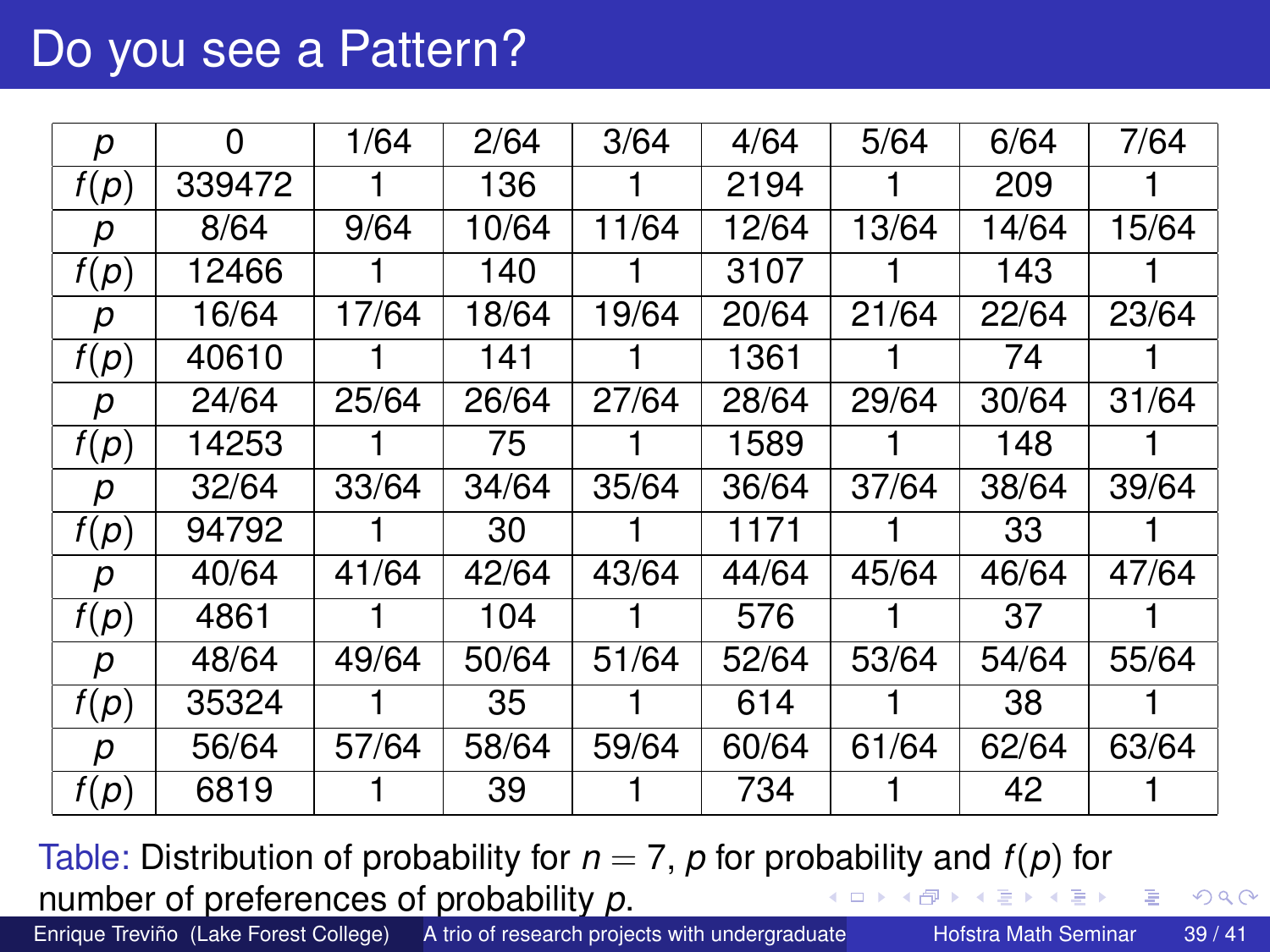# Do you see a Pattern?

| $p$ | 0 | 1/64 | 2/64 | 3/64 | 4/64 | 5/64 | 6/64 | 7/64 |
|---|---|---|---|---|---|---|---|---|
| $f(p)$ | 339472 | 1 | 136 | 1 | 2194 | 1 | 209 | 1 |
| $p$ | 8/64 | 9/64 | 10/64 | 11/64 | 12/64 | 13/64 | 14/64 | 15/64 |
| $f(p)$ | 12466 | 1 | 140 | 1 | 3107 | 1 | 143 | 1 |
| $p$ | 16/64 | 17/64 | 18/64 | 19/64 | 20/64 | 21/64 | 22/64 | 23/64 |
| $f(p)$ | 40610 | 1 | 141 | 1 | 1361 | 1 | 74 | 1 |
| $p$ | 24/64 | 25/64 | 26/64 | 27/64 | 28/64 | 29/64 | 30/64 | 31/64 |
| $f(p)$ | 14253 | 1 | 75 | 1 | 1589 | 1 | 148 | 1 |
| $p$ | 32/64 | 33/64 | 34/64 | 35/64 | 36/64 | 37/64 | 38/64 | 39/64 |
| $f(p)$ | 94792 | 1 | 30 | 1 | 1171 | 1 | 33 | 1 |
| $p$ | 40/64 | 41/64 | 42/64 | 43/64 | 44/64 | 45/64 | 46/64 | 47/64 |
| $f(p)$ | 4861 | 1 | 104 | 1 | 576 | 1 | 37 | 1 |
| $p$ | 48/64 | 49/64 | 50/64 | 51/64 | 52/64 | 53/64 | 54/64 | 55/64 |
| $f(p)$ | 35324 | 1 | 35 | 1 | 614 | 1 | 38 | 1 |
| $p$ | 56/64 | 57/64 | 58/64 | 59/64 | 60/64 | 61/64 | 62/64 | 63/64 |
| $f(p)$ | 6819 | 1 | 39 | 1 | 734 | 1 | 42 | 1 |

Table: Distribution of probability for $n = 7$, $p$ for probability and $f(p)$ for number of preferences of probability $p$.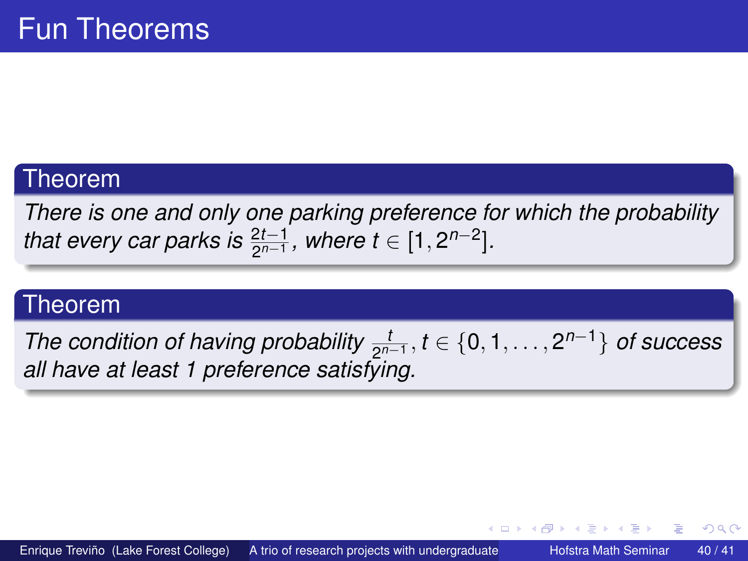# Fun Theorems

**Theorem**

*There is one and only one parking preference for which the probability that every car parks is $\frac{2t-1}{2^{n-1}}$, where $t \in [1, 2^{n-2}]$.*

**Theorem**

*The condition of having probability $\frac{t}{2^{n-1}}, t \in \{0, 1, \ldots, 2^{n-1}\}$ of success all have at least 1 preference satisfying.*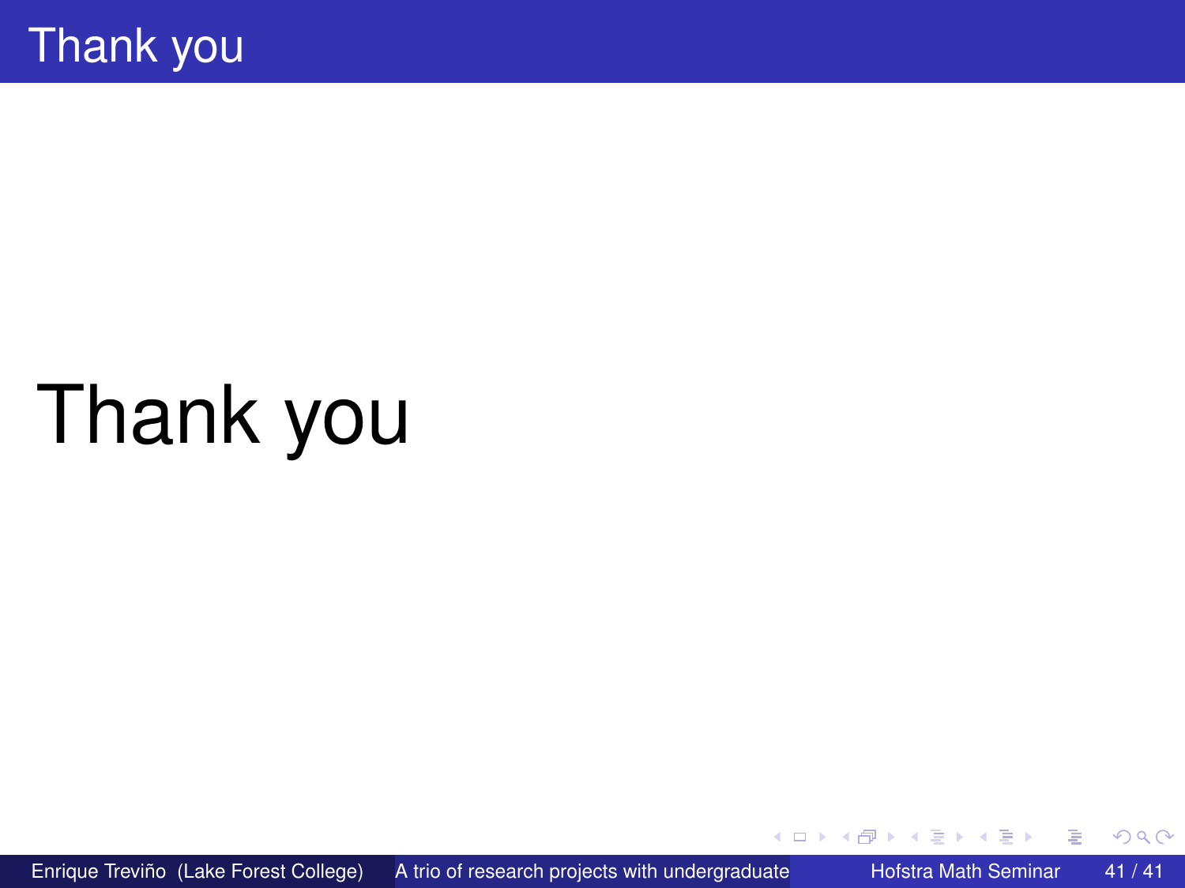# Thank you

Thank you